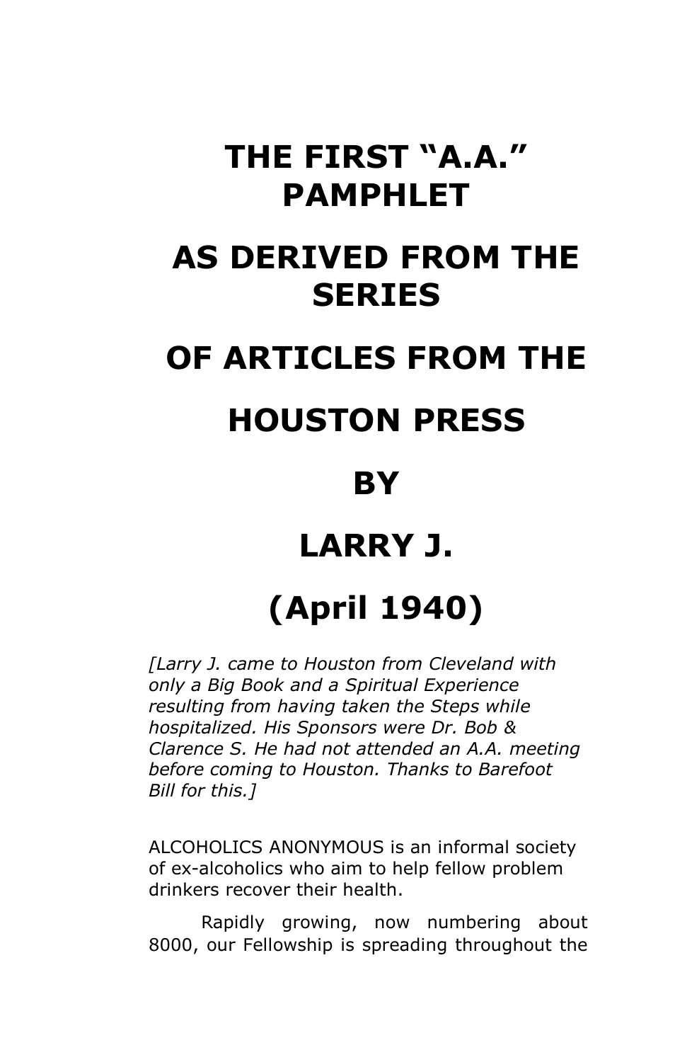# THE FIRST "A.A." PAMPHLET

# AS DERIVED FROM THE SERIES

# OF ARTICLES FROM THE

# HOUSTON PRESS

# BY

# LARRY J.

# (April 1940)

*[Larry J. came to Houston from Cleveland with only a Big Book and a Spiritual Experience resulting from having taken the Steps while hospitalized. His Sponsors were Dr. Bob & Clarence S. He had not attended an A.A. meeting before coming to Houston. Thanks to Barefoot Bill for this.]*

ALCOHOLICS ANONYMOUS is an informal society of ex-alcoholics who aim to help fellow problem drinkers recover their health.

Rapidly growing, now numbering about 8000, our Fellowship is spreading throughout the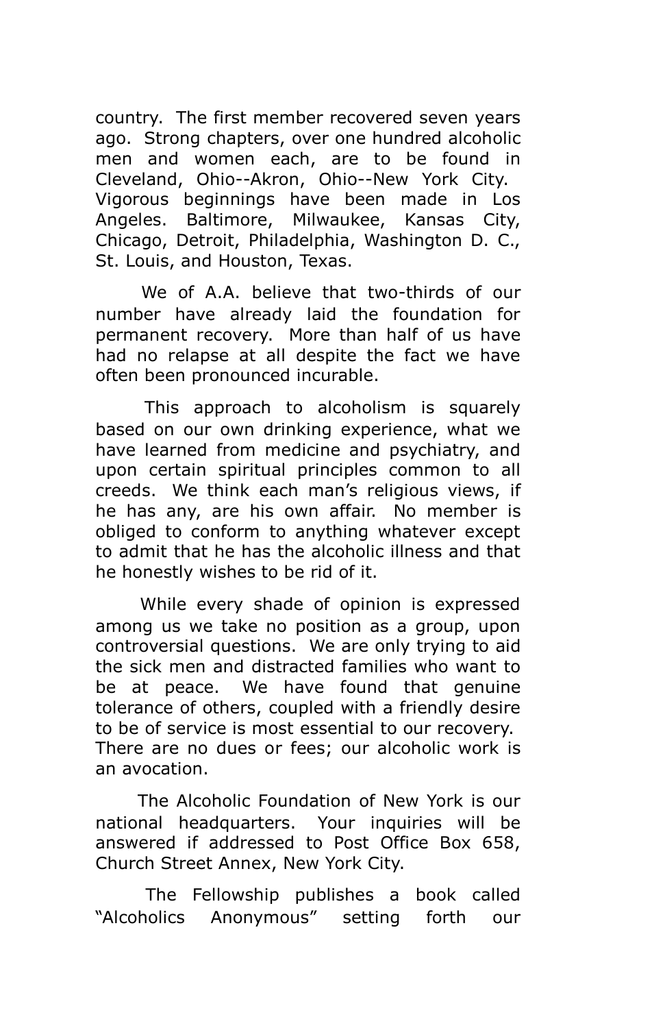country. The first member recovered seven years ago. Strong chapters, over one hundred alcoholic men and women each, are to be found in Cleveland, Ohio--Akron, Ohio--New York City. Vigorous beginnings have been made in Los Angeles. Baltimore, Milwaukee, Kansas City, Chicago, Detroit, Philadelphia, Washington D. C., St. Louis, and Houston, Texas.

We of A.A. believe that two-thirds of our number have already laid the foundation for permanent recovery. More than half of us have had no relapse at all despite the fact we have often been pronounced incurable.

This approach to alcoholism is squarely based on our own drinking experience, what we have learned from medicine and psychiatry, and upon certain spiritual principles common to all creeds. We think each man's religious views, if he has any, are his own affair. No member is obliged to conform to anything whatever except to admit that he has the alcoholic illness and that he honestly wishes to be rid of it.

While every shade of opinion is expressed among us we take no position as a group, upon controversial questions. We are only trying to aid the sick men and distracted families who want to be at peace. We have found that genuine tolerance of others, coupled with a friendly desire to be of service is most essential to our recovery. There are no dues or fees; our alcoholic work is an avocation.

The Alcoholic Foundation of New York is our national headquarters. Your inquiries will be answered if addressed to Post Office Box 658, Church Street Annex, New York City.

The Fellowship publishes a book called "Alcoholics Anonymous" setting forth our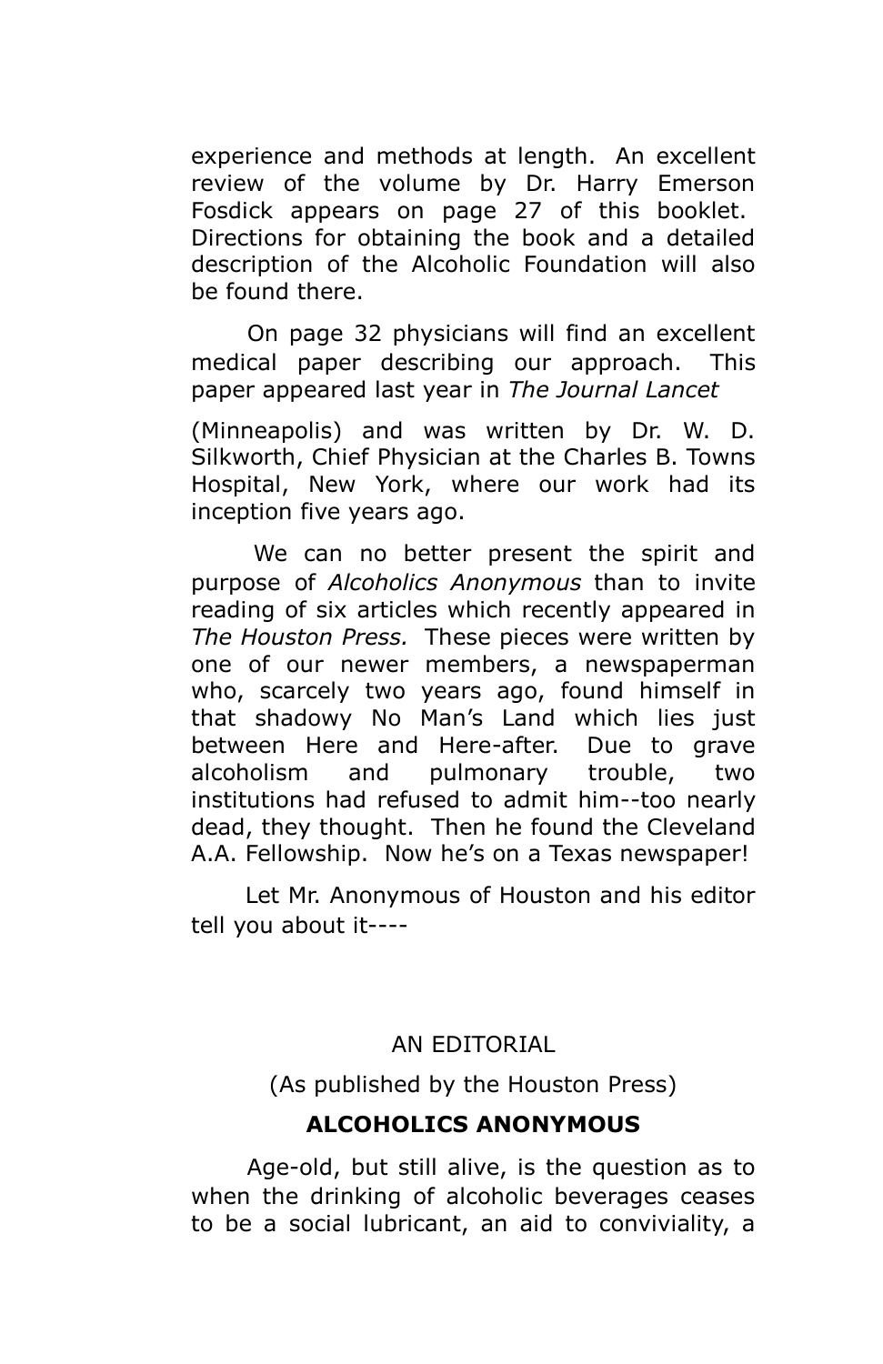experience and methods at length. An excellent review of the volume by Dr. Harry Emerson Fosdick appears on page 27 of this booklet. Directions for obtaining the book and a detailed description of the Alcoholic Foundation will also be found there.

On page 32 physicians will find an excellent medical paper describing our approach. This paper appeared last year in *The Journal Lancet*

(Minneapolis) and was written by Dr. W. D. Silkworth, Chief Physician at the Charles B. Towns Hospital, New York, where our work had its inception five years ago.

We can no better present the spirit and purpose of *Alcoholics Anonymous* than to invite reading of six articles which recently appeared in *The Houston Press.* These pieces were written by one of our newer members, a newspaperman who, scarcely two years ago, found himself in that shadowy No Man's Land which lies just between Here and Here-after. Due to grave alcoholism and pulmonary trouble, two institutions had refused to admit him--too nearly dead, they thought. Then he found the Cleveland A.A. Fellowship. Now he's on a Texas newspaper!

Let Mr. Anonymous of Houston and his editor tell you about it----

AN EDITORIAL

(As published by the Houston Press)

**ALCOHOLICS ANONYMOUS**

Age-old, but still alive, is the question as to when the drinking of alcoholic beverages ceases to be a social lubricant, an aid to conviviality, a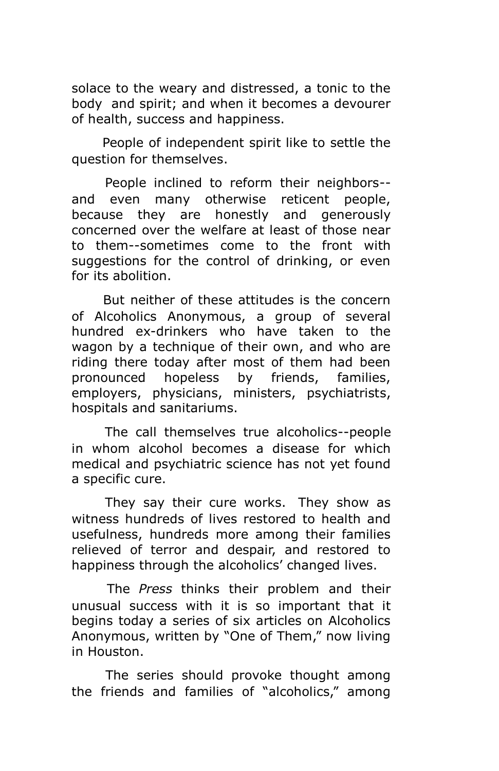solace to the weary and distressed, a tonic to the body and spirit; and when it becomes a devourer of health, success and happiness.

People of independent spirit like to settle the question for themselves.

People inclined to reform their neighbors--and even many otherwise reticent people, because they are honestly and generously concerned over the welfare at least of those near to them--sometimes come to the front with suggestions for the control of drinking, or even for its abolition.

But neither of these attitudes is the concern of Alcoholics Anonymous, a group of several hundred ex-drinkers who have taken to the wagon by a technique of their own, and who are riding there today after most of them had been pronounced hopeless by friends, families, employers, physicians, ministers, psychiatrists, hospitals and sanitariums.

The call themselves true alcoholics--people in whom alcohol becomes a disease for which medical and psychiatric science has not yet found a specific cure.

They say their cure works. They show as witness hundreds of lives restored to health and usefulness, hundreds more among their families relieved of terror and despair, and restored to happiness through the alcoholics' changed lives.

The *Press* thinks their problem and their unusual success with it is so important that it begins today a series of six articles on Alcoholics Anonymous, written by "One of Them," now living in Houston.

The series should provoke thought among the friends and families of "alcoholics," among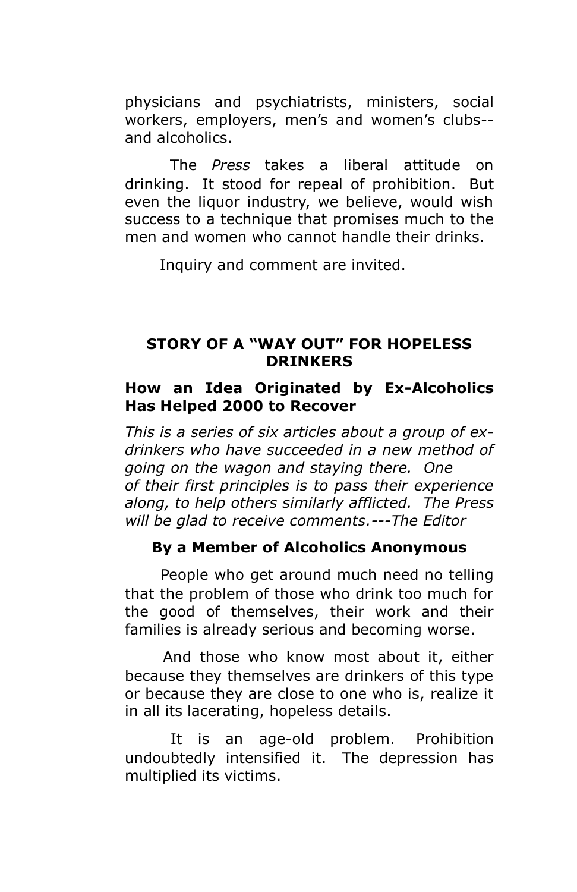physicians and psychiatrists, ministers, social workers, employers, men's and women's clubs--and alcoholics.

The *Press* takes a liberal attitude on drinking. It stood for repeal of prohibition. But even the liquor industry, we believe, would wish success to a technique that promises much to the men and women who cannot handle their drinks.

Inquiry and comment are invited.

## STORY OF A "WAY OUT" FOR HOPELESS DRINKERS

### How an Idea Originated by Ex-Alcoholics Has Helped 2000 to Recover

*This is a series of six articles about a group of ex-drinkers who have succeeded in a new method of going on the wagon and staying there. One of their first principles is to pass their experience along, to help others similarly afflicted. The Press will be glad to receive comments.---The Editor*

**By a Member of Alcoholics Anonymous**

People who get around much need no telling that the problem of those who drink too much for the good of themselves, their work and their families is already serious and becoming worse.

And those who know most about it, either because they themselves are drinkers of this type or because they are close to one who is, realize it in all its lacerating, hopeless details.

It is an age-old problem. Prohibition undoubtedly intensified it. The depression has multiplied its victims.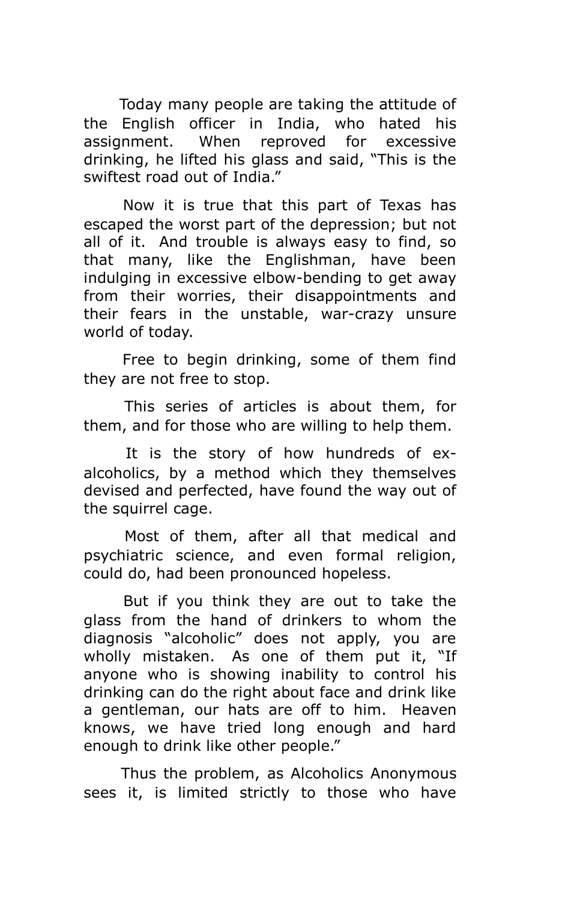Today many people are taking the attitude of the English officer in India, who hated his assignment. When reproved for excessive drinking, he lifted his glass and said, "This is the swiftest road out of India."

Now it is true that this part of Texas has escaped the worst part of the depression; but not all of it. And trouble is always easy to find, so that many, like the Englishman, have been indulging in excessive elbow-bending to get away from their worries, their disappointments and their fears in the unstable, war-crazy unsure world of today.

Free to begin drinking, some of them find they are not free to stop.

This series of articles is about them, for them, and for those who are willing to help them.

It is the story of how hundreds of ex-alcoholics, by a method which they themselves devised and perfected, have found the way out of the squirrel cage.

Most of them, after all that medical and psychiatric science, and even formal religion, could do, had been pronounced hopeless.

But if you think they are out to take the glass from the hand of drinkers to whom the diagnosis "alcoholic" does not apply, you are wholly mistaken. As one of them put it, "If anyone who is showing inability to control his drinking can do the right about face and drink like a gentleman, our hats are off to him. Heaven knows, we have tried long enough and hard enough to drink like other people."

Thus the problem, as Alcoholics Anonymous sees it, is limited strictly to those who have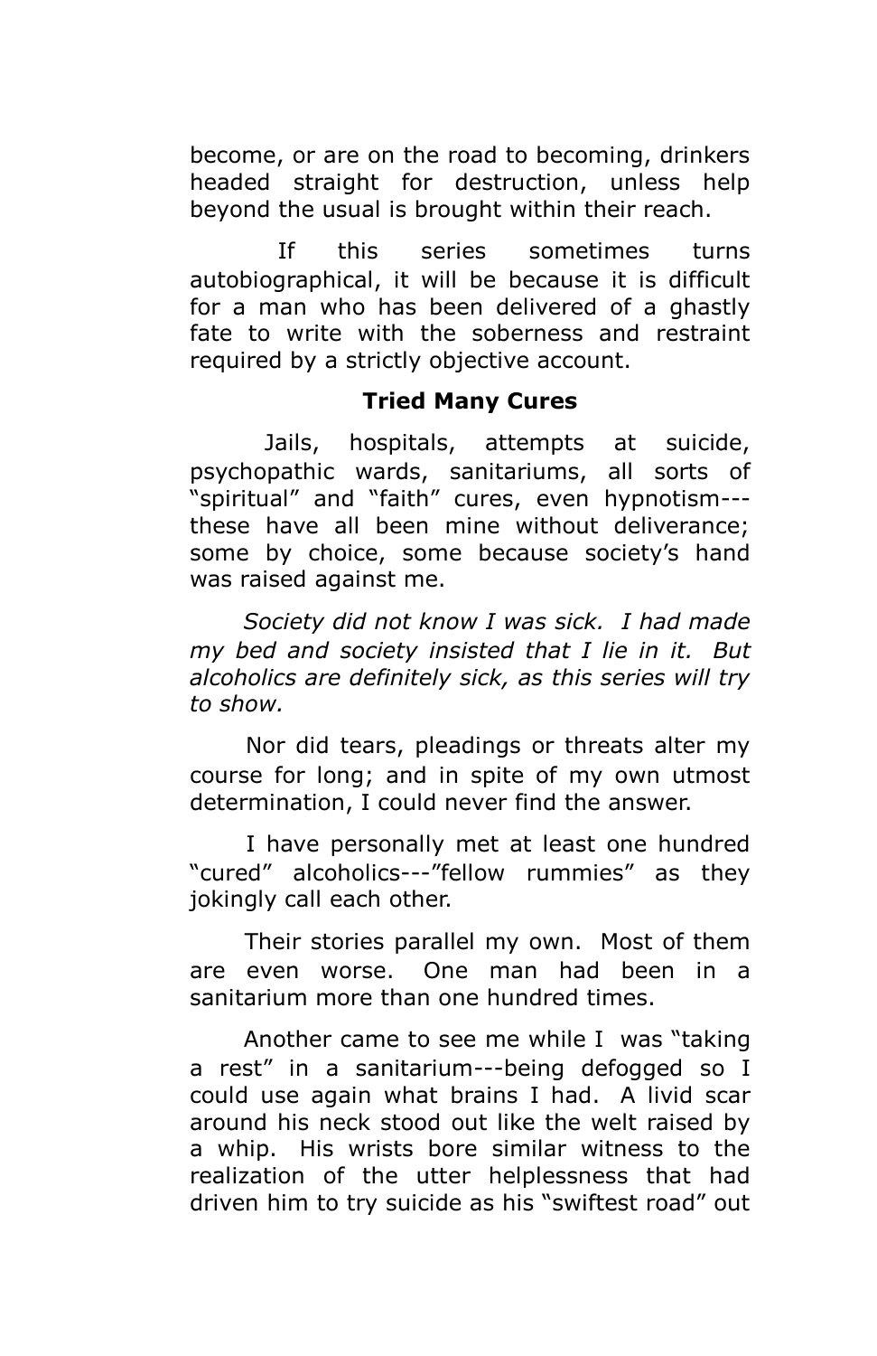become, or are on the road to becoming, drinkers headed straight for destruction, unless help beyond the usual is brought within their reach.

If this series sometimes turns autobiographical, it will be because it is difficult for a man who has been delivered of a ghastly fate to write with the soberness and restraint required by a strictly objective account.

### Tried Many Cures

Jails, hospitals, attempts at suicide, psychopathic wards, sanitariums, all sorts of "spiritual" and "faith" cures, even hypnotism---these have all been mine without deliverance; some by choice, some because society's hand was raised against me.

*Society did not know I was sick. I had made my bed and society insisted that I lie in it. But alcoholics are definitely sick, as this series will try to show.*

Nor did tears, pleadings or threats alter my course for long; and in spite of my own utmost determination, I could never find the answer.

I have personally met at least one hundred "cured" alcoholics---"fellow rummies" as they jokingly call each other.

Their stories parallel my own. Most of them are even worse. One man had been in a sanitarium more than one hundred times.

Another came to see me while I was "taking a rest" in a sanitarium---being defogged so I could use again what brains I had. A livid scar around his neck stood out like the welt raised by a whip. His wrists bore similar witness to the realization of the utter helplessness that had driven him to try suicide as his "swiftest road" out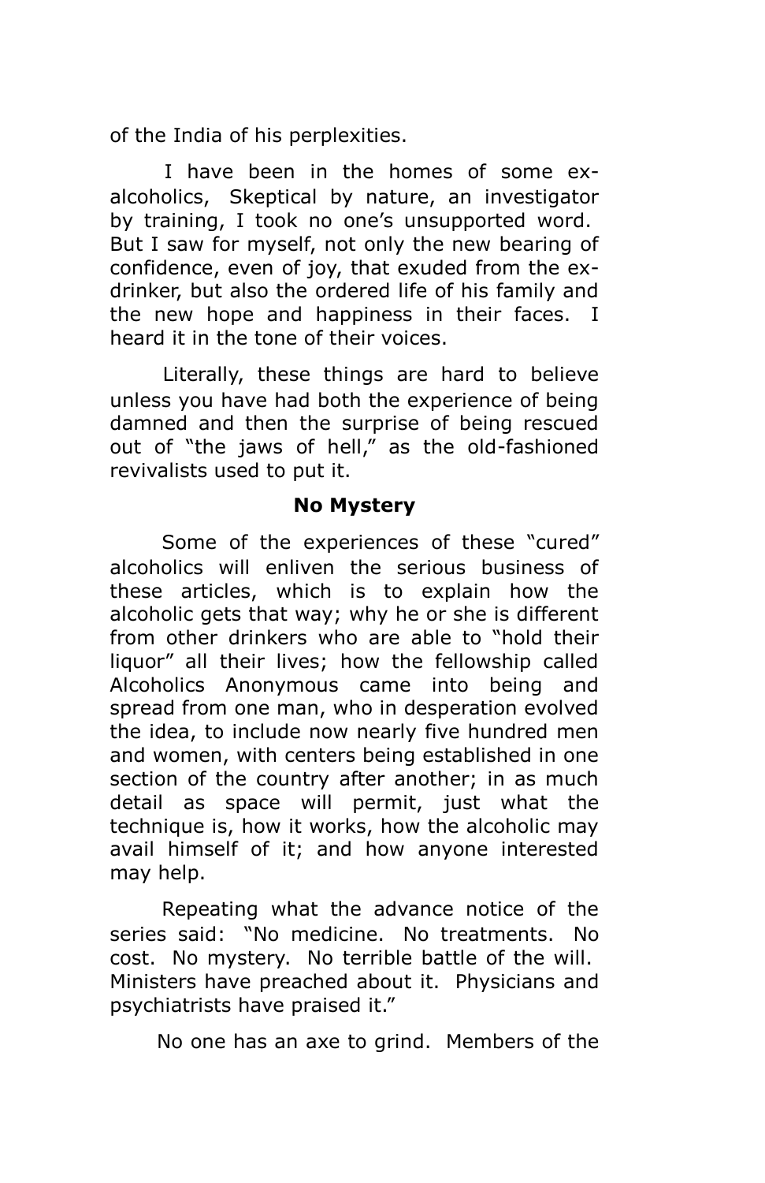of the India of his perplexities.

I have been in the homes of some ex-alcoholics, Skeptical by nature, an investigator by training, I took no one's unsupported word. But I saw for myself, not only the new bearing of confidence, even of joy, that exuded from the ex-drinker, but also the ordered life of his family and the new hope and happiness in their faces. I heard it in the tone of their voices.

Literally, these things are hard to believe unless you have had both the experience of being damned and then the surprise of being rescued out of "the jaws of hell," as the old-fashioned revivalists used to put it.

**No Mystery**

Some of the experiences of these "cured" alcoholics will enliven the serious business of these articles, which is to explain how the alcoholic gets that way; why he or she is different from other drinkers who are able to "hold their liquor" all their lives; how the fellowship called Alcoholics Anonymous came into being and spread from one man, who in desperation evolved the idea, to include now nearly five hundred men and women, with centers being established in one section of the country after another; in as much detail as space will permit, just what the technique is, how it works, how the alcoholic may avail himself of it; and how anyone interested may help.

Repeating what the advance notice of the series said: "No medicine. No treatments. No cost. No mystery. No terrible battle of the will. Ministers have preached about it. Physicians and psychiatrists have praised it."

No one has an axe to grind. Members of the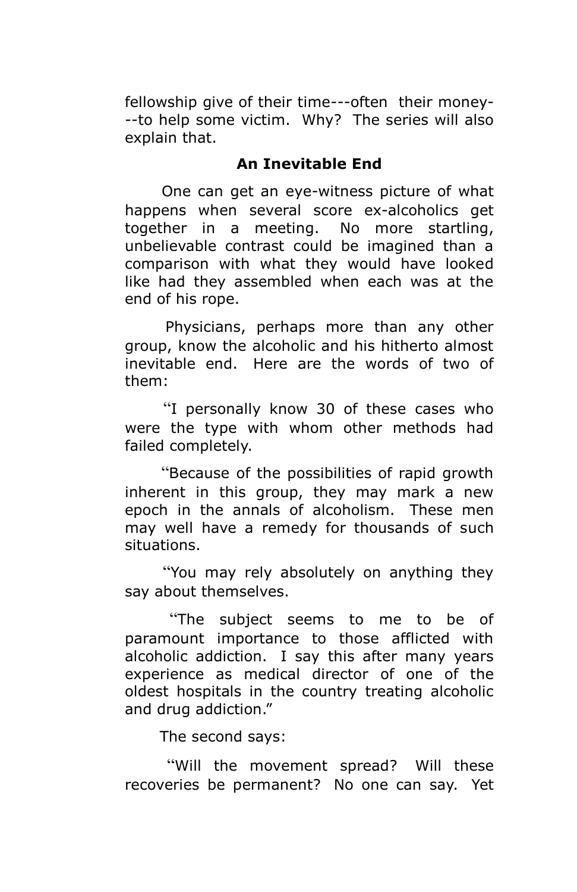fellowship give of their time---often their money---to help some victim. Why? The series will also explain that.

### An Inevitable End

One can get an eye-witness picture of what happens when several score ex-alcoholics get together in a meeting. No more startling, unbelievable contrast could be imagined than a comparison with what they would have looked like had they assembled when each was at the end of his rope.

Physicians, perhaps more than any other group, know the alcoholic and his hitherto almost inevitable end. Here are the words of two of them:

"I personally know 30 of these cases who were the type with whom other methods had failed completely.

"Because of the possibilities of rapid growth inherent in this group, they may mark a new epoch in the annals of alcoholism. These men may well have a remedy for thousands of such situations.

"You may rely absolutely on anything they say about themselves.

"The subject seems to me to be of paramount importance to those afflicted with alcoholic addiction. I say this after many years experience as medical director of one of the oldest hospitals in the country treating alcoholic and drug addiction."

The second says:

"Will the movement spread? Will these recoveries be permanent? No one can say. Yet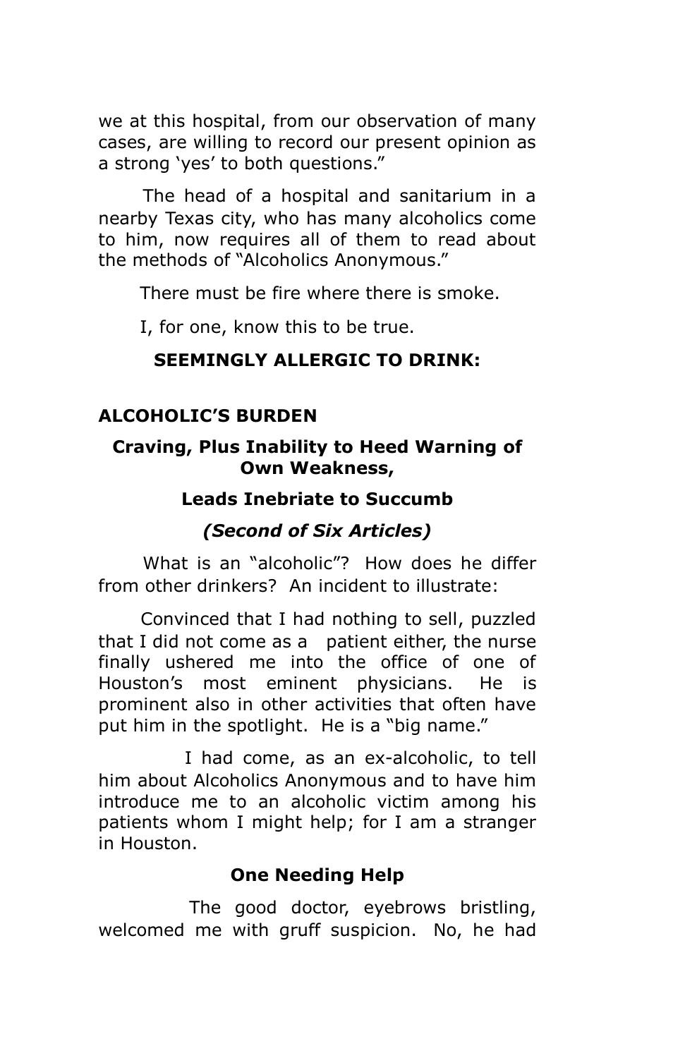we at this hospital, from our observation of many cases, are willing to record our present opinion as a strong 'yes' to both questions."

The head of a hospital and sanitarium in a nearby Texas city, who has many alcoholics come to him, now requires all of them to read about the methods of "Alcoholics Anonymous."

There must be fire where there is smoke.

I, for one, know this to be true.

**SEEMINGLY ALLERGIC TO DRINK:**

## ALCOHOLIC'S BURDEN

### Craving, Plus Inability to Heed Warning of Own Weakness,

### Leads Inebriate to Succumb

***(Second of Six Articles)***

What is an "alcoholic"? How does he differ from other drinkers? An incident to illustrate:

Convinced that I had nothing to sell, puzzled that I did not come as a patient either, the nurse finally ushered me into the office of one of Houston's most eminent physicians. He is prominent also in other activities that often have put him in the spotlight. He is a "big name."

I had come, as an ex-alcoholic, to tell him about Alcoholics Anonymous and to have him introduce me to an alcoholic victim among his patients whom I might help; for I am a stranger in Houston.

### One Needing Help

The good doctor, eyebrows bristling, welcomed me with gruff suspicion. No, he had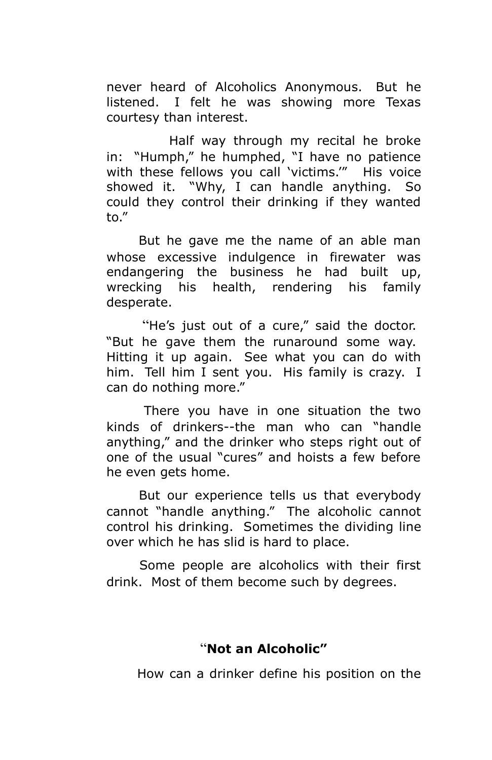never heard of Alcoholics Anonymous. But he listened. I felt he was showing more Texas courtesy than interest.

Half way through my recital he broke in: "Humph," he humphed, "I have no patience with these fellows you call 'victims.'" His voice showed it. "Why, I can handle anything. So could they control their drinking if they wanted to."

But he gave me the name of an able man whose excessive indulgence in firewater was endangering the business he had built up, wrecking his health, rendering his family desperate.

"He's just out of a cure," said the doctor. "But he gave them the runaround some way. Hitting it up again. See what you can do with him. Tell him I sent you. His family is crazy. I can do nothing more."

There you have in one situation the two kinds of drinkers--the man who can "handle anything," and the drinker who steps right out of one of the usual "cures" and hoists a few before he even gets home.

But our experience tells us that everybody cannot "handle anything." The alcoholic cannot control his drinking. Sometimes the dividing line over which he has slid is hard to place.

Some people are alcoholics with their first drink. Most of them become such by degrees.

## "Not an Alcoholic"

How can a drinker define his position on the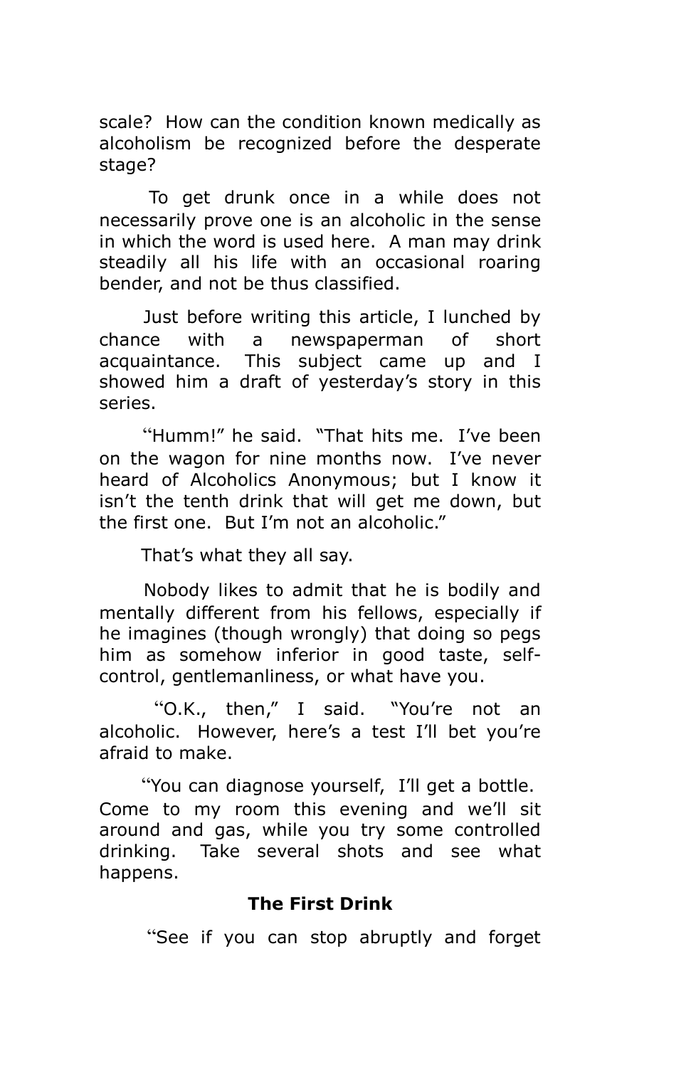scale? How can the condition known medically as alcoholism be recognized before the desperate stage?

To get drunk once in a while does not necessarily prove one is an alcoholic in the sense in which the word is used here. A man may drink steadily all his life with an occasional roaring bender, and not be thus classified.

Just before writing this article, I lunched by chance with a newspaperman of short acquaintance. This subject came up and I showed him a draft of yesterday's story in this series.

"Humm!" he said. "That hits me. I've been on the wagon for nine months now. I've never heard of Alcoholics Anonymous; but I know it isn't the tenth drink that will get me down, but the first one. But I'm not an alcoholic."

That's what they all say.

Nobody likes to admit that he is bodily and mentally different from his fellows, especially if he imagines (though wrongly) that doing so pegs him as somehow inferior in good taste, self-control, gentlemanliness, or what have you.

"O.K., then," I said. "You're not an alcoholic. However, here's a test I'll bet you're afraid to make.

"You can diagnose yourself, I'll get a bottle. Come to my room this evening and we'll sit around and gas, while you try some controlled drinking. Take several shots and see what happens.

**The First Drink**

"See if you can stop abruptly and forget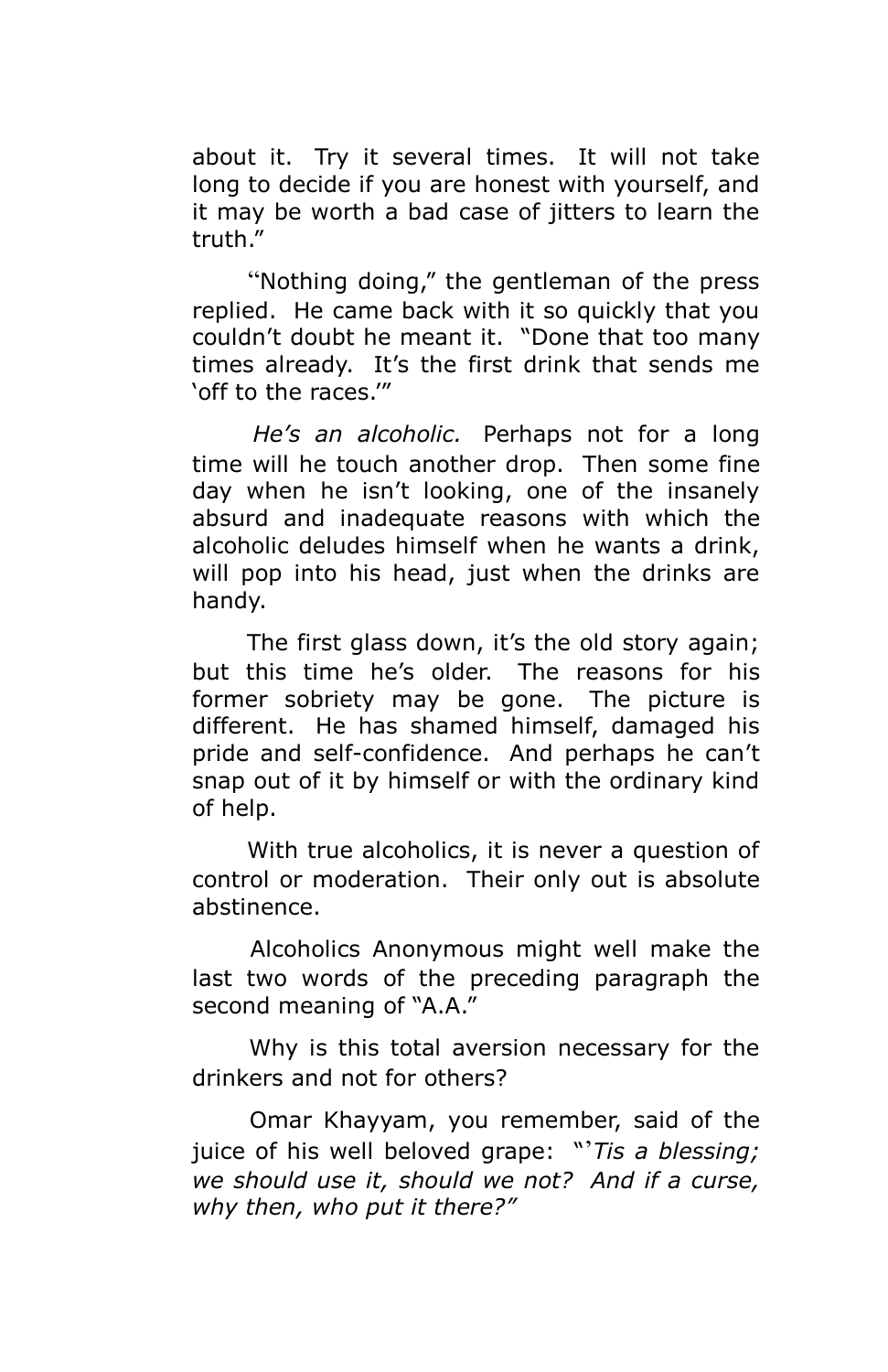about it. Try it several times. It will not take long to decide if you are honest with yourself, and it may be worth a bad case of jitters to learn the truth."

"Nothing doing," the gentleman of the press replied. He came back with it so quickly that you couldn't doubt he meant it. "Done that too many times already. It's the first drink that sends me 'off to the races.'"

*He's an alcoholic.* Perhaps not for a long time will he touch another drop. Then some fine day when he isn't looking, one of the insanely absurd and inadequate reasons with which the alcoholic deludes himself when he wants a drink, will pop into his head, just when the drinks are handy.

The first glass down, it's the old story again; but this time he's older. The reasons for his former sobriety may be gone. The picture is different. He has shamed himself, damaged his pride and self-confidence. And perhaps he can't snap out of it by himself or with the ordinary kind of help.

With true alcoholics, it is never a question of control or moderation. Their only out is absolute abstinence.

Alcoholics Anonymous might well make the last two words of the preceding paragraph the second meaning of "A.A."

Why is this total aversion necessary for the drinkers and not for others?

Omar Khayyam, you remember, said of the juice of his well beloved grape: "*'Tis a blessing; we should use it, should we not? And if a curse, why then, who put it there?"*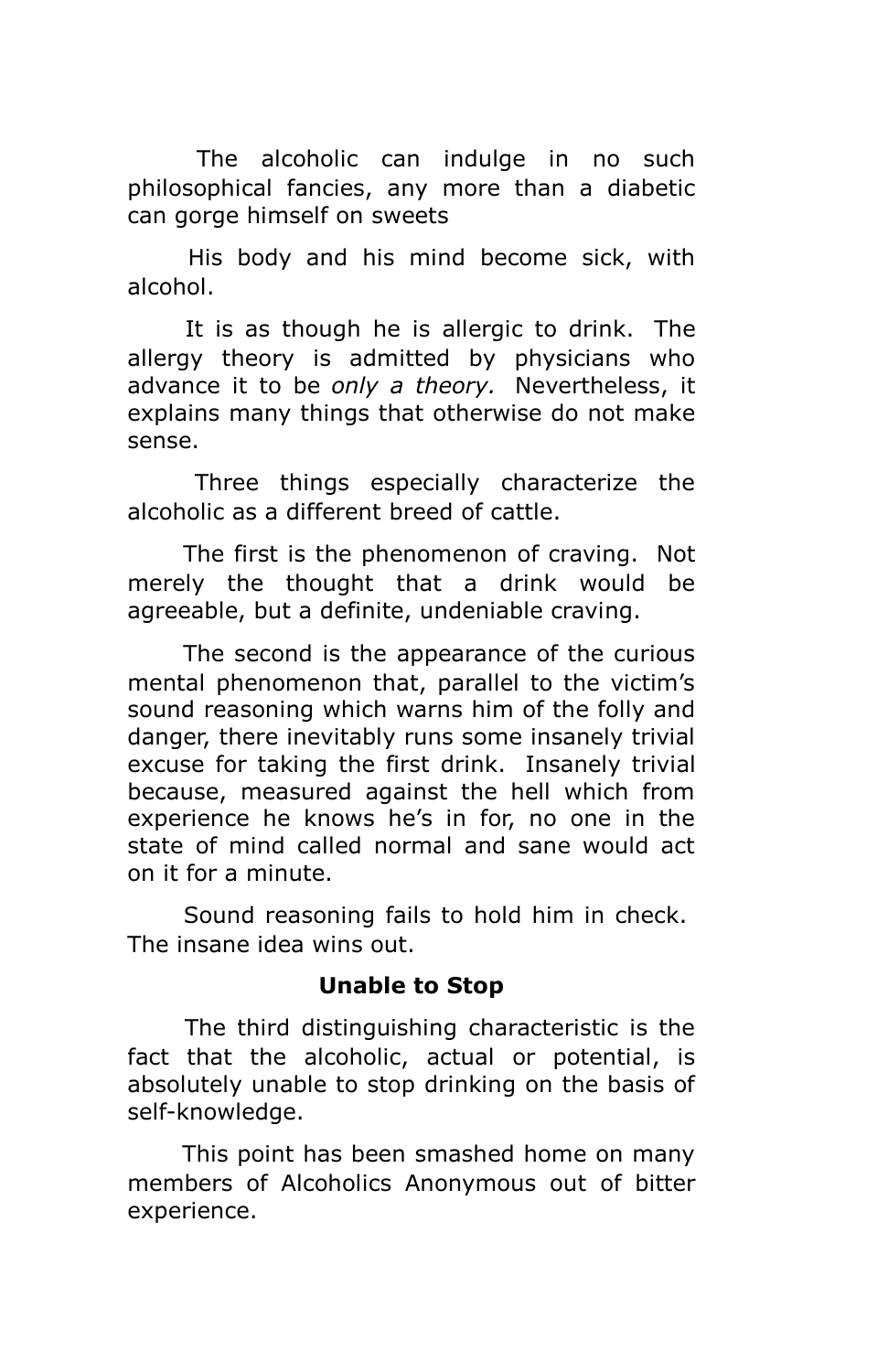The alcoholic can indulge in no such philosophical fancies, any more than a diabetic can gorge himself on sweets

His body and his mind become sick, with alcohol.

It is as though he is allergic to drink. The allergy theory is admitted by physicians who advance it to be *only a theory.* Nevertheless, it explains many things that otherwise do not make sense.

Three things especially characterize the alcoholic as a different breed of cattle.

The first is the phenomenon of craving. Not merely the thought that a drink would be agreeable, but a definite, undeniable craving.

The second is the appearance of the curious mental phenomenon that, parallel to the victim's sound reasoning which warns him of the folly and danger, there inevitably runs some insanely trivial excuse for taking the first drink. Insanely trivial because, measured against the hell which from experience he knows he's in for, no one in the state of mind called normal and sane would act on it for a minute.

Sound reasoning fails to hold him in check. The insane idea wins out.

**Unable to Stop**

The third distinguishing characteristic is the fact that the alcoholic, actual or potential, is absolutely unable to stop drinking on the basis of self-knowledge.

This point has been smashed home on many members of Alcoholics Anonymous out of bitter experience.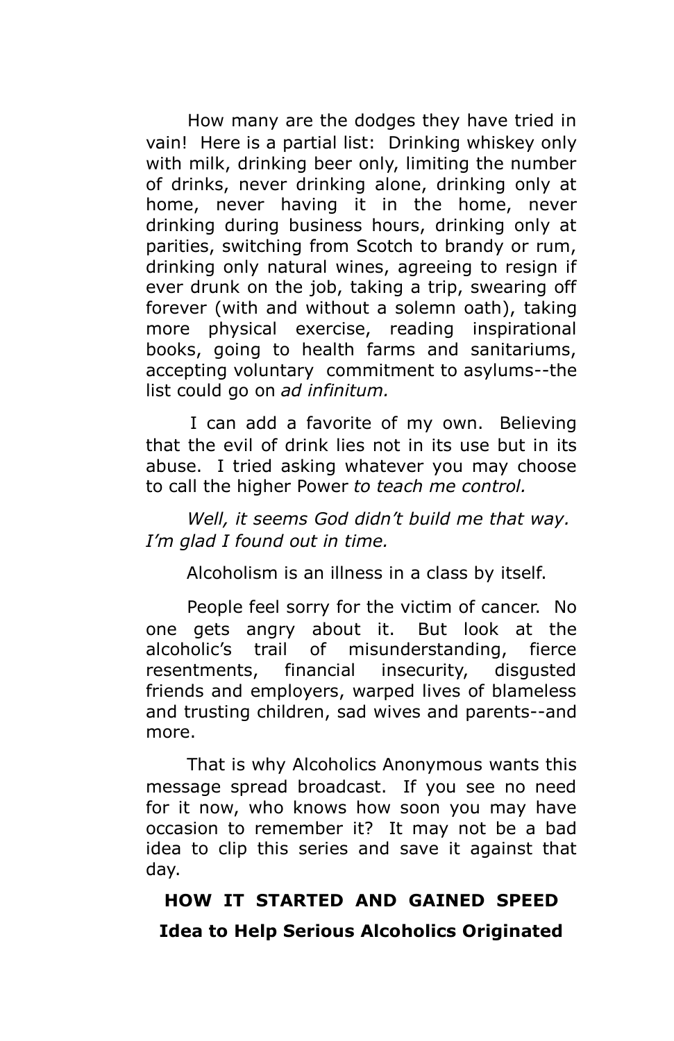How many are the dodges they have tried in vain! Here is a partial list: Drinking whiskey only with milk, drinking beer only, limiting the number of drinks, never drinking alone, drinking only at home, never having it in the home, never drinking during business hours, drinking only at parities, switching from Scotch to brandy or rum, drinking only natural wines, agreeing to resign if ever drunk on the job, taking a trip, swearing off forever (with and without a solemn oath), taking more physical exercise, reading inspirational books, going to health farms and sanitariums, accepting voluntary commitment to asylums--the list could go on *ad infinitum.*

I can add a favorite of my own. Believing that the evil of drink lies not in its use but in its abuse. I tried asking whatever you may choose to call the higher Power *to teach me control.*

*Well, it seems God didn't build me that way. I'm glad I found out in time.*

Alcoholism is an illness in a class by itself.

People feel sorry for the victim of cancer. No one gets angry about it. But look at the alcoholic's trail of misunderstanding, fierce resentments, financial insecurity, disgusted friends and employers, warped lives of blameless and trusting children, sad wives and parents--and more.

That is why Alcoholics Anonymous wants this message spread broadcast. If you see no need for it now, who knows how soon you may have occasion to remember it? It may not be a bad idea to clip this series and save it against that day.

## HOW IT STARTED AND GAINED SPEED

### Idea to Help Serious Alcoholics Originated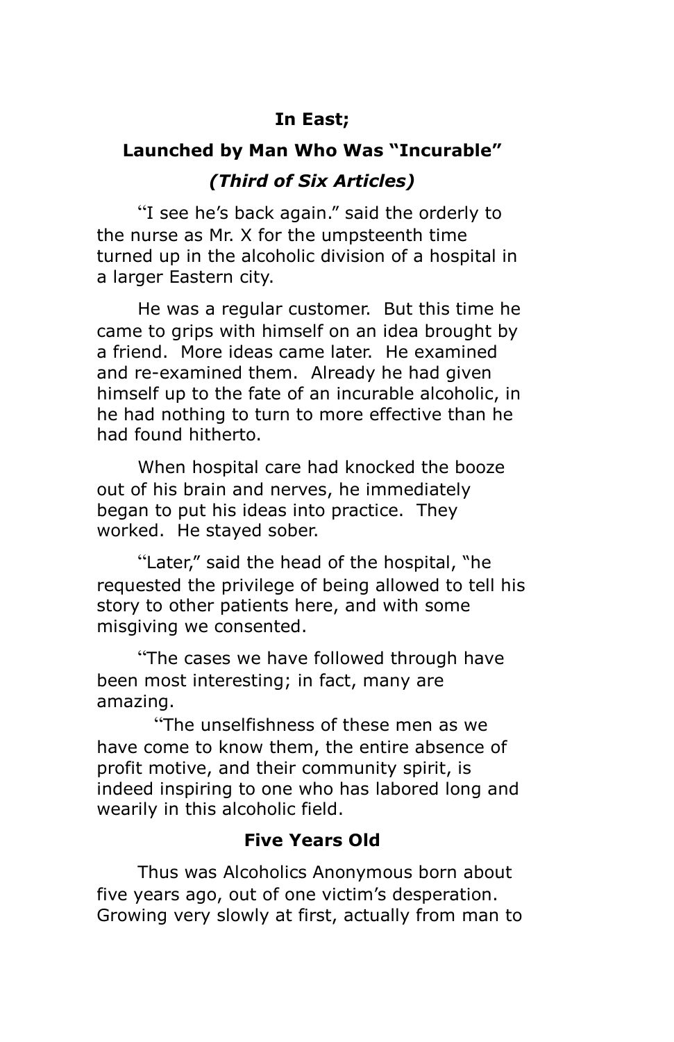**In East;**

**Launched by Man Who Was "Incurable"**

***(Third of Six Articles)***

"I see he's back again." said the orderly to the nurse as Mr. X for the umpsteenth time turned up in the alcoholic division of a hospital in a larger Eastern city.

He was a regular customer. But this time he came to grips with himself on an idea brought by a friend. More ideas came later. He examined and re-examined them. Already he had given himself up to the fate of an incurable alcoholic, in he had nothing to turn to more effective than he had found hitherto.

When hospital care had knocked the booze out of his brain and nerves, he immediately began to put his ideas into practice. They worked. He stayed sober.

"Later," said the head of the hospital, "he requested the privilege of being allowed to tell his story to other patients here, and with some misgiving we consented.

"The cases we have followed through have been most interesting; in fact, many are amazing.

"The unselfishness of these men as we have come to know them, the entire absence of profit motive, and their community spirit, is indeed inspiring to one who has labored long and wearily in this alcoholic field.

**Five Years Old**

Thus was Alcoholics Anonymous born about five years ago, out of one victim's desperation. Growing very slowly at first, actually from man to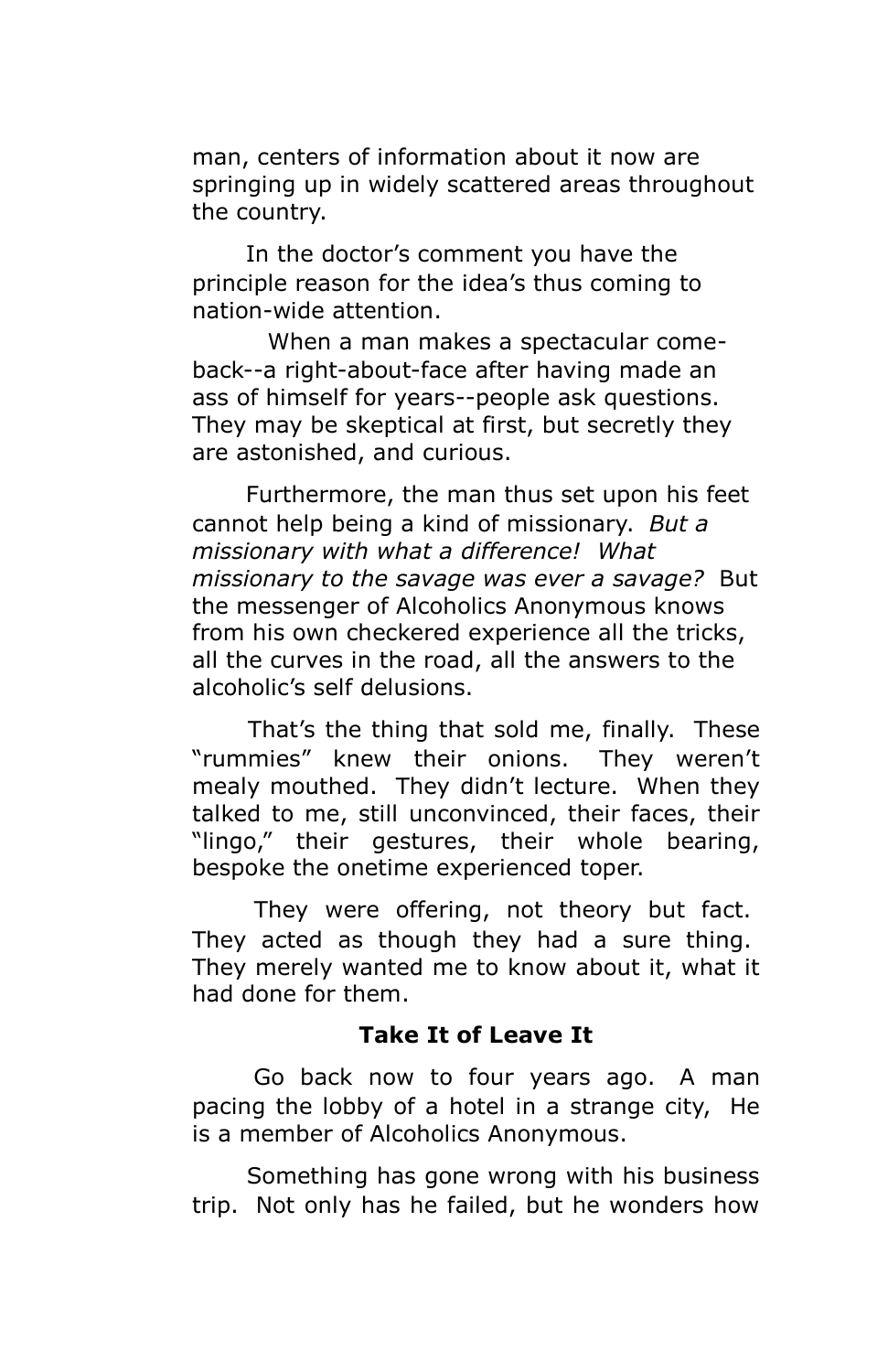man, centers of information about it now are springing up in widely scattered areas throughout the country.

In the doctor's comment you have the principle reason for the idea's thus coming to nation-wide attention.

When a man makes a spectacular come-back--a right-about-face after having made an ass of himself for years--people ask questions. They may be skeptical at first, but secretly they are astonished, and curious.

Furthermore, the man thus set upon his feet cannot help being a kind of missionary. *But a missionary with what a difference! What missionary to the savage was ever a savage?* But the messenger of Alcoholics Anonymous knows from his own checkered experience all the tricks, all the curves in the road, all the answers to the alcoholic's self delusions.

That's the thing that sold me, finally. These "rummies" knew their onions. They weren't mealy mouthed. They didn't lecture. When they talked to me, still unconvinced, their faces, their "lingo," their gestures, their whole bearing, bespoke the onetime experienced toper.

They were offering, not theory but fact. They acted as though they had a sure thing. They merely wanted me to know about it, what it had done for them.

**Take It of Leave It**

Go back now to four years ago. A man pacing the lobby of a hotel in a strange city, He is a member of Alcoholics Anonymous.

Something has gone wrong with his business trip. Not only has he failed, but he wonders how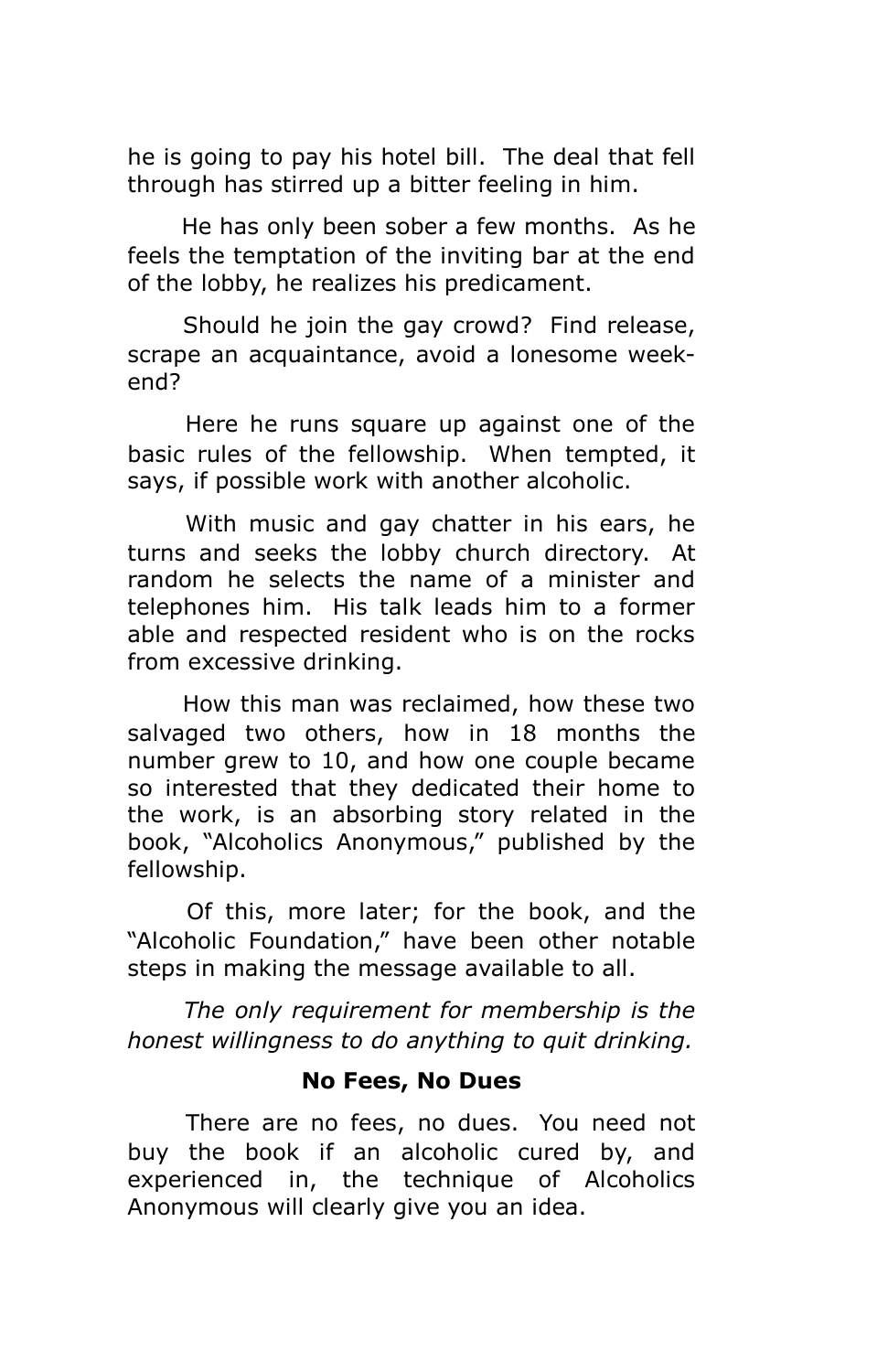he is going to pay his hotel bill. The deal that fell through has stirred up a bitter feeling in him.

He has only been sober a few months. As he feels the temptation of the inviting bar at the end of the lobby, he realizes his predicament.

Should he join the gay crowd? Find release, scrape an acquaintance, avoid a lonesome week-end?

Here he runs square up against one of the basic rules of the fellowship. When tempted, it says, if possible work with another alcoholic.

With music and gay chatter in his ears, he turns and seeks the lobby church directory. At random he selects the name of a minister and telephones him. His talk leads him to a former able and respected resident who is on the rocks from excessive drinking.

How this man was reclaimed, how these two salvaged two others, how in 18 months the number grew to 10, and how one couple became so interested that they dedicated their home to the work, is an absorbing story related in the book, "Alcoholics Anonymous," published by the fellowship.

Of this, more later; for the book, and the "Alcoholic Foundation," have been other notable steps in making the message available to all.

*The only requirement for membership is the honest willingness to do anything to quit drinking.*

**No Fees, No Dues**

There are no fees, no dues. You need not buy the book if an alcoholic cured by, and experienced in, the technique of Alcoholics Anonymous will clearly give you an idea.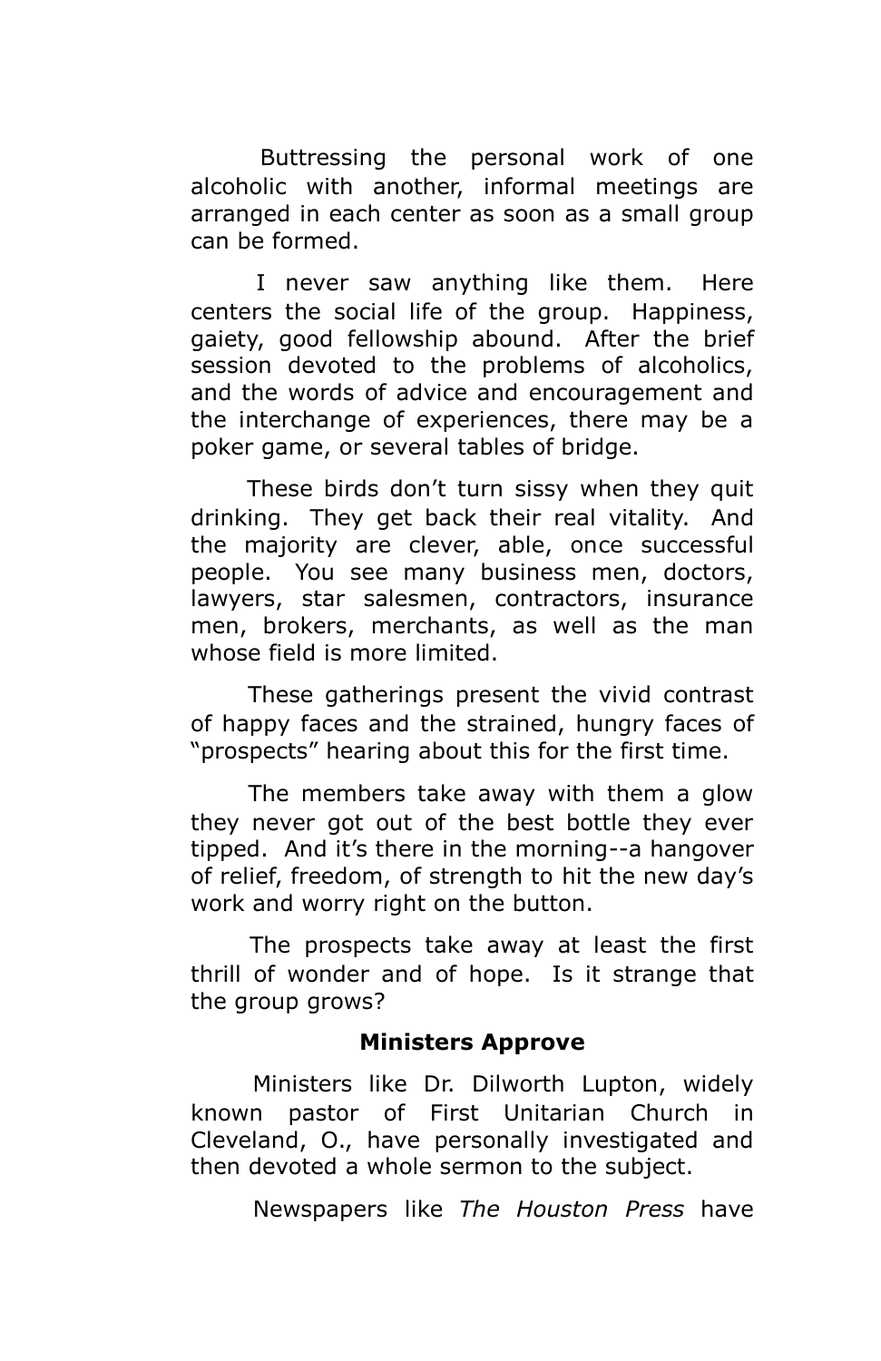Buttressing the personal work of one alcoholic with another, informal meetings are arranged in each center as soon as a small group can be formed.

I never saw anything like them. Here centers the social life of the group. Happiness, gaiety, good fellowship abound. After the brief session devoted to the problems of alcoholics, and the words of advice and encouragement and the interchange of experiences, there may be a poker game, or several tables of bridge.

These birds don't turn sissy when they quit drinking. They get back their real vitality. And the majority are clever, able, once successful people. You see many business men, doctors, lawyers, star salesmen, contractors, insurance men, brokers, merchants, as well as the man whose field is more limited.

These gatherings present the vivid contrast of happy faces and the strained, hungry faces of "prospects" hearing about this for the first time.

The members take away with them a glow they never got out of the best bottle they ever tipped. And it's there in the morning--a hangover of relief, freedom, of strength to hit the new day's work and worry right on the button.

The prospects take away at least the first thrill of wonder and of hope. Is it strange that the group grows?

### Ministers Approve

Ministers like Dr. Dilworth Lupton, widely known pastor of First Unitarian Church in Cleveland, O., have personally investigated and then devoted a whole sermon to the subject.

Newspapers like *The Houston Press* have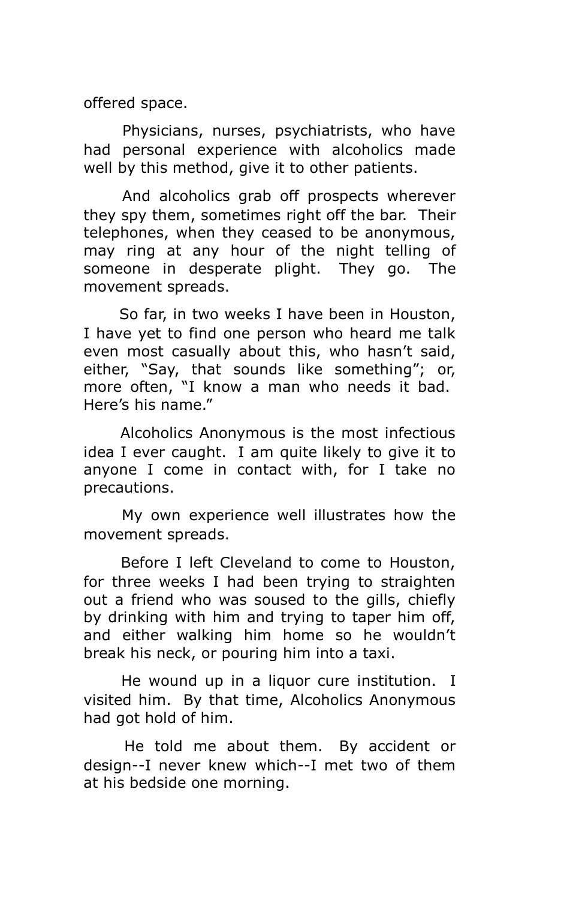offered space.

Physicians, nurses, psychiatrists, who have had personal experience with alcoholics made well by this method, give it to other patients.

And alcoholics grab off prospects wherever they spy them, sometimes right off the bar. Their telephones, when they ceased to be anonymous, may ring at any hour of the night telling of someone in desperate plight. They go. The movement spreads.

So far, in two weeks I have been in Houston, I have yet to find one person who heard me talk even most casually about this, who hasn't said, either, "Say, that sounds like something"; or, more often, "I know a man who needs it bad. Here's his name."

Alcoholics Anonymous is the most infectious idea I ever caught. I am quite likely to give it to anyone I come in contact with, for I take no precautions.

My own experience well illustrates how the movement spreads.

Before I left Cleveland to come to Houston, for three weeks I had been trying to straighten out a friend who was soused to the gills, chiefly by drinking with him and trying to taper him off, and either walking him home so he wouldn't break his neck, or pouring him into a taxi.

He wound up in a liquor cure institution. I visited him. By that time, Alcoholics Anonymous had got hold of him.

He told me about them. By accident or design--I never knew which--I met two of them at his bedside one morning.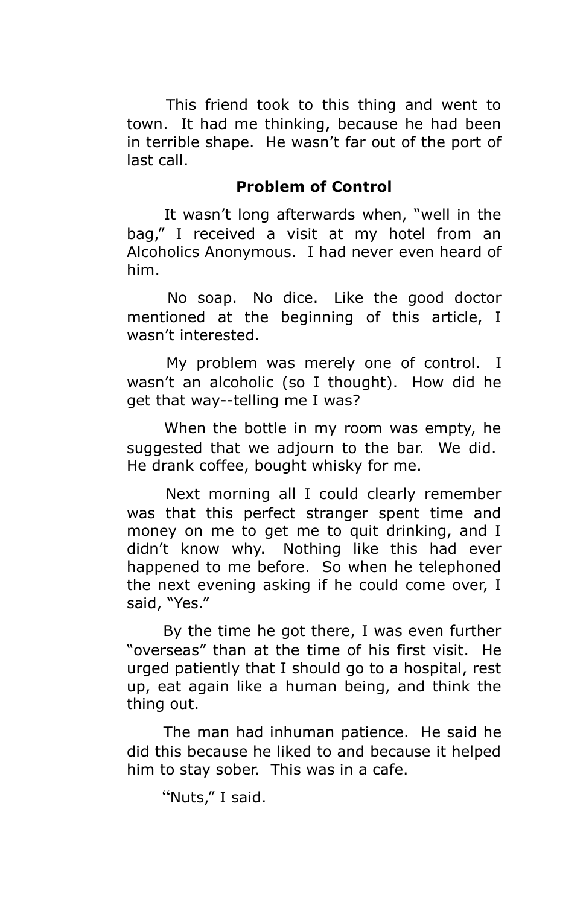This friend took to this thing and went to town. It had me thinking, because he had been in terrible shape. He wasn't far out of the port of last call.

### Problem of Control

It wasn't long afterwards when, "well in the bag," I received a visit at my hotel from an Alcoholics Anonymous. I had never even heard of him.

No soap. No dice. Like the good doctor mentioned at the beginning of this article, I wasn't interested.

My problem was merely one of control. I wasn't an alcoholic (so I thought). How did he get that way--telling me I was?

When the bottle in my room was empty, he suggested that we adjourn to the bar. We did. He drank coffee, bought whisky for me.

Next morning all I could clearly remember was that this perfect stranger spent time and money on me to get me to quit drinking, and I didn't know why. Nothing like this had ever happened to me before. So when he telephoned the next evening asking if he could come over, I said, "Yes."

By the time he got there, I was even further "overseas" than at the time of his first visit. He urged patiently that I should go to a hospital, rest up, eat again like a human being, and think the thing out.

The man had inhuman patience. He said he did this because he liked to and because it helped him to stay sober. This was in a cafe.

"Nuts," I said.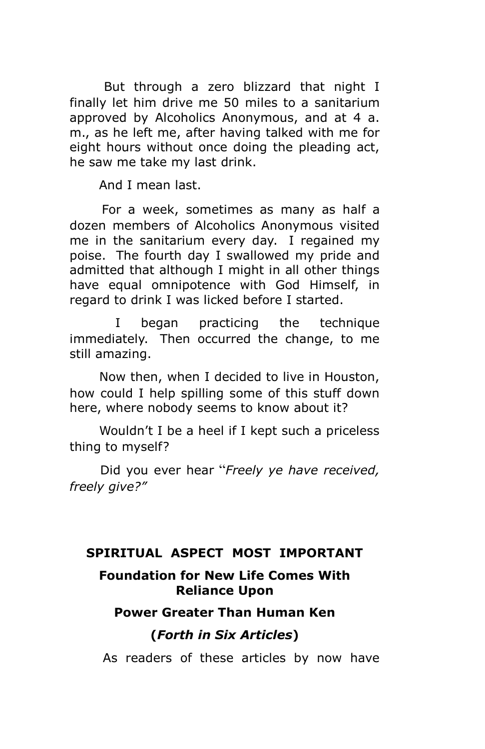But through a zero blizzard that night I finally let him drive me 50 miles to a sanitarium approved by Alcoholics Anonymous, and at 4 a. m., as he left me, after having talked with me for eight hours without once doing the pleading act, he saw me take my last drink.

And I mean last.

For a week, sometimes as many as half a dozen members of Alcoholics Anonymous visited me in the sanitarium every day. I regained my poise. The fourth day I swallowed my pride and admitted that although I might in all other things have equal omnipotence with God Himself, in regard to drink I was licked before I started.

I began practicing the technique immediately. Then occurred the change, to me still amazing.

Now then, when I decided to live in Houston, how could I help spilling some of this stuff down here, where nobody seems to know about it?

Wouldn't I be a heel if I kept such a priceless thing to myself?

Did you ever hear "*Freely ye have received, freely give?"*

## SPIRITUAL ASPECT MOST IMPORTANT

### Foundation for New Life Comes With Reliance Upon

### Power Greater Than Human Ken

### (*Forth in Six Articles*)

As readers of these articles by now have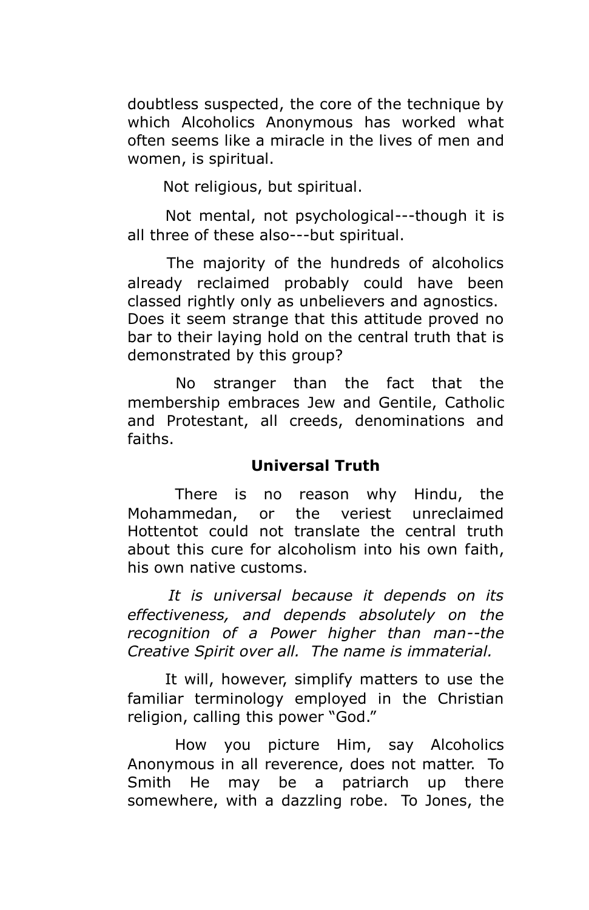doubtless suspected, the core of the technique by which Alcoholics Anonymous has worked what often seems like a miracle in the lives of men and women, is spiritual.

Not religious, but spiritual.

Not mental, not psychological---though it is all three of these also---but spiritual.

The majority of the hundreds of alcoholics already reclaimed probably could have been classed rightly only as unbelievers and agnostics. Does it seem strange that this attitude proved no bar to their laying hold on the central truth that is demonstrated by this group?

No stranger than the fact that the membership embraces Jew and Gentile, Catholic and Protestant, all creeds, denominations and faiths.

**Universal Truth**

There is no reason why Hindu, the Mohammedan, or the veriest unreclaimed Hottentot could not translate the central truth about this cure for alcoholism into his own faith, his own native customs.

*It is universal because it depends on its effectiveness, and depends absolutely on the recognition of a Power higher than man--the Creative Spirit over all. The name is immaterial.*

It will, however, simplify matters to use the familiar terminology employed in the Christian religion, calling this power "God."

How you picture Him, say Alcoholics Anonymous in all reverence, does not matter. To Smith He may be a patriarch up there somewhere, with a dazzling robe. To Jones, the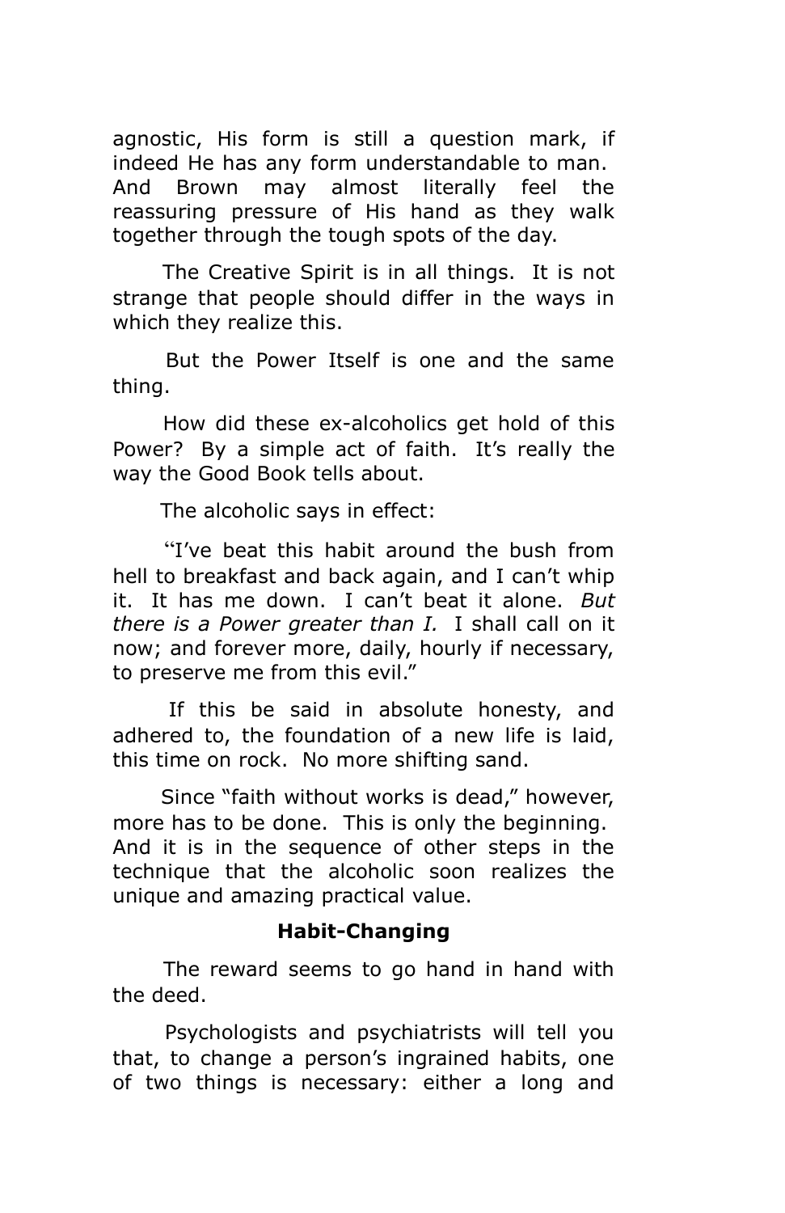agnostic, His form is still a question mark, if indeed He has any form understandable to man. And Brown may almost literally feel the reassuring pressure of His hand as they walk together through the tough spots of the day.

The Creative Spirit is in all things. It is not strange that people should differ in the ways in which they realize this.

But the Power Itself is one and the same thing.

How did these ex-alcoholics get hold of this Power? By a simple act of faith. It's really the way the Good Book tells about.

The alcoholic says in effect:

"I've beat this habit around the bush from hell to breakfast and back again, and I can't whip it. It has me down. I can't beat it alone. *But there is a Power greater than I.* I shall call on it now; and forever more, daily, hourly if necessary, to preserve me from this evil."

If this be said in absolute honesty, and adhered to, the foundation of a new life is laid, this time on rock. No more shifting sand.

Since "faith without works is dead," however, more has to be done. This is only the beginning. And it is in the sequence of other steps in the technique that the alcoholic soon realizes the unique and amazing practical value.

### Habit-Changing

The reward seems to go hand in hand with the deed.

Psychologists and psychiatrists will tell you that, to change a person's ingrained habits, one of two things is necessary: either a long and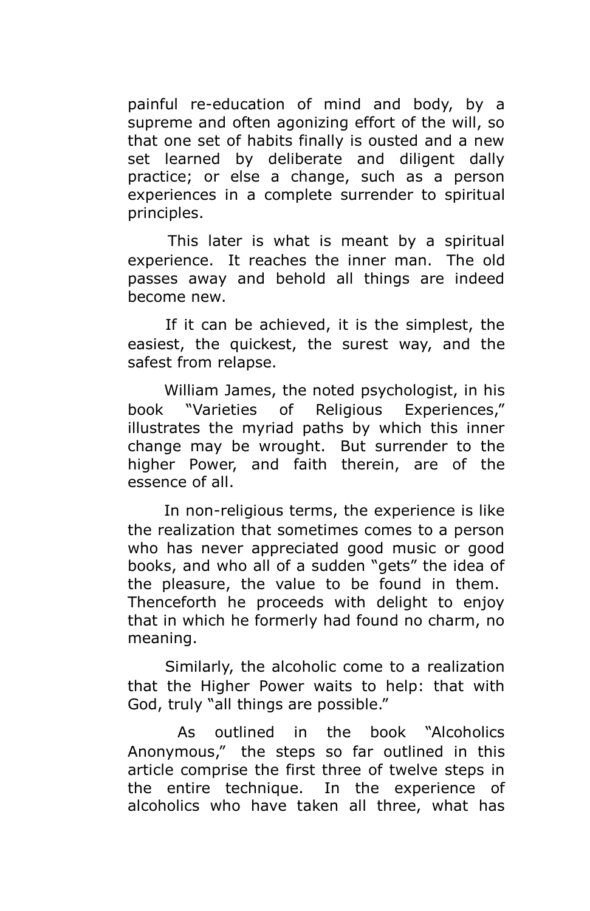painful re-education of mind and body, by a supreme and often agonizing effort of the will, so that one set of habits finally is ousted and a new set learned by deliberate and diligent dally practice; or else a change, such as a person experiences in a complete surrender to spiritual principles.

This later is what is meant by a spiritual experience. It reaches the inner man. The old passes away and behold all things are indeed become new.

If it can be achieved, it is the simplest, the easiest, the quickest, the surest way, and the safest from relapse.

William James, the noted psychologist, in his book "Varieties of Religious Experiences," illustrates the myriad paths by which this inner change may be wrought. But surrender to the higher Power, and faith therein, are of the essence of all.

In non-religious terms, the experience is like the realization that sometimes comes to a person who has never appreciated good music or good books, and who all of a sudden "gets" the idea of the pleasure, the value to be found in them. Thenceforth he proceeds with delight to enjoy that in which he formerly had found no charm, no meaning.

Similarly, the alcoholic come to a realization that the Higher Power waits to help: that with God, truly "all things are possible."

As outlined in the book "Alcoholics Anonymous," the steps so far outlined in this article comprise the first three of twelve steps in the entire technique. In the experience of alcoholics who have taken all three, what has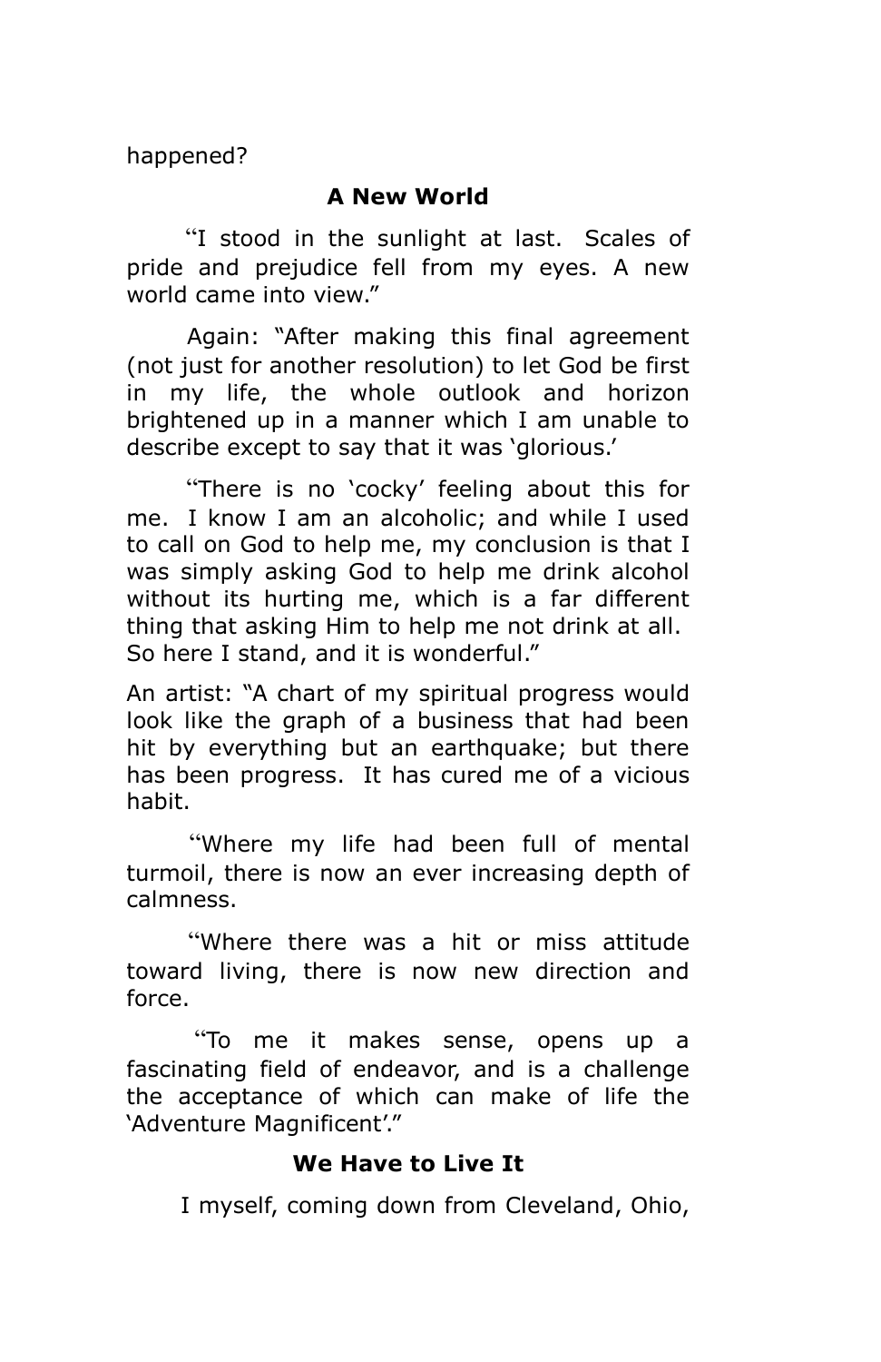happened?

**A New World**

"I stood in the sunlight at last. Scales of pride and prejudice fell from my eyes. A new world came into view."

Again: "After making this final agreement (not just for another resolution) to let God be first in my life, the whole outlook and horizon brightened up in a manner which I am unable to describe except to say that it was 'glorious.'

"There is no 'cocky' feeling about this for me. I know I am an alcoholic; and while I used to call on God to help me, my conclusion is that I was simply asking God to help me drink alcohol without its hurting me, which is a far different thing that asking Him to help me not drink at all. So here I stand, and it is wonderful."

An artist: "A chart of my spiritual progress would look like the graph of a business that had been hit by everything but an earthquake; but there has been progress. It has cured me of a vicious habit.

"Where my life had been full of mental turmoil, there is now an ever increasing depth of calmness.

"Where there was a hit or miss attitude toward living, there is now new direction and force.

"To me it makes sense, opens up a fascinating field of endeavor, and is a challenge the acceptance of which can make of life the 'Adventure Magnificent'."

**We Have to Live It**

I myself, coming down from Cleveland, Ohio,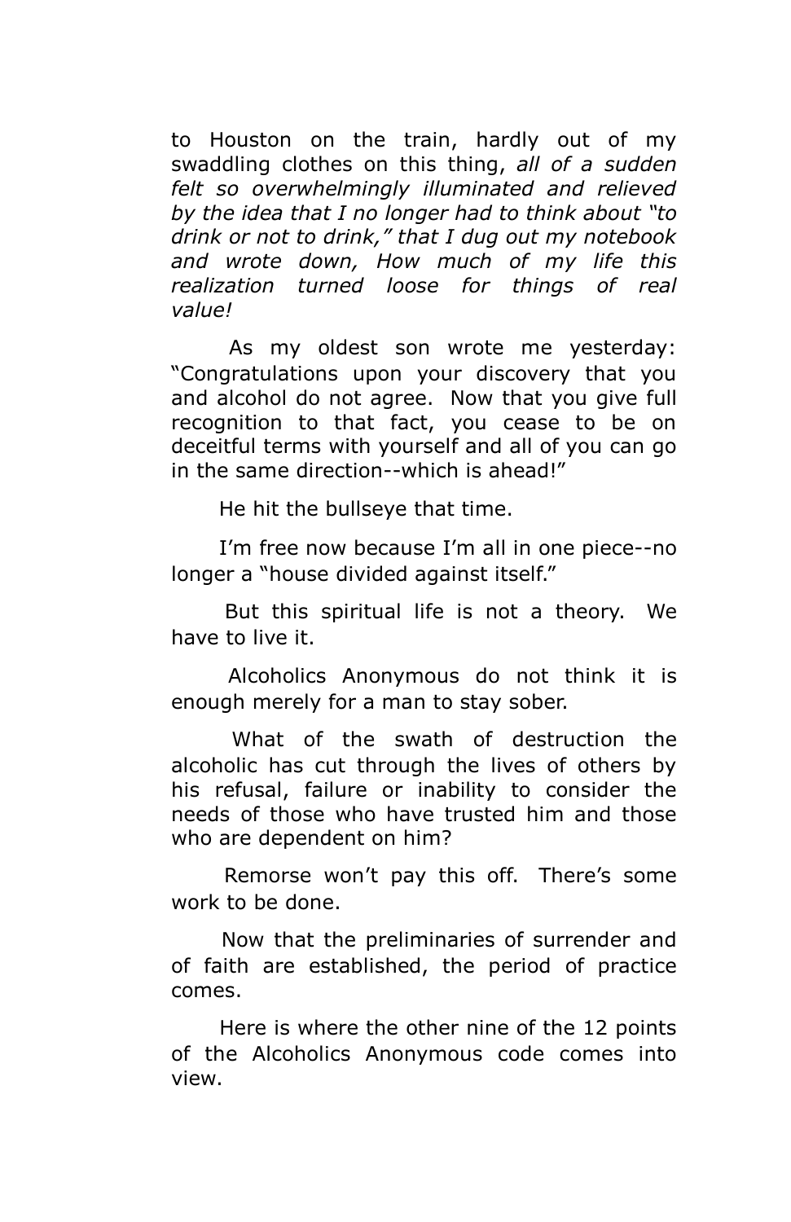to Houston on the train, hardly out of my swaddling clothes on this thing, *all of a sudden felt so overwhelmingly illuminated and relieved by the idea that I no longer had to think about "to drink or not to drink," that I dug out my notebook and wrote down, How much of my life this realization turned loose for things of real value!*

As my oldest son wrote me yesterday: "Congratulations upon your discovery that you and alcohol do not agree. Now that you give full recognition to that fact, you cease to be on deceitful terms with yourself and all of you can go in the same direction--which is ahead!"

He hit the bullseye that time.

I'm free now because I'm all in one piece--no longer a "house divided against itself."

But this spiritual life is not a theory. We have to live it.

Alcoholics Anonymous do not think it is enough merely for a man to stay sober.

What of the swath of destruction the alcoholic has cut through the lives of others by his refusal, failure or inability to consider the needs of those who have trusted him and those who are dependent on him?

Remorse won't pay this off. There's some work to be done.

Now that the preliminaries of surrender and of faith are established, the period of practice comes.

Here is where the other nine of the 12 points of the Alcoholics Anonymous code comes into view.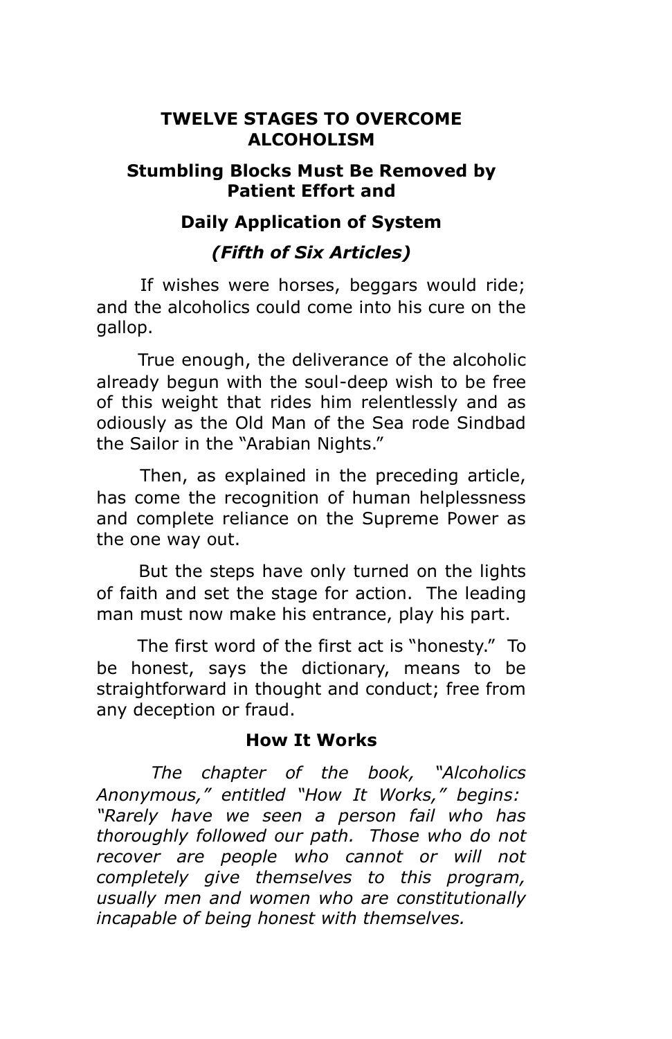## TWELVE STAGES TO OVERCOME ALCOHOLISM

### Stumbling Blocks Must Be Removed by Patient Effort and

### Daily Application of System

### *(Fifth of Six Articles)*

If wishes were horses, beggars would ride; and the alcoholics could come into his cure on the gallop.

True enough, the deliverance of the alcoholic already begun with the soul-deep wish to be free of this weight that rides him relentlessly and as odiously as the Old Man of the Sea rode Sindbad the Sailor in the "Arabian Nights."

Then, as explained in the preceding article, has come the recognition of human helplessness and complete reliance on the Supreme Power as the one way out.

But the steps have only turned on the lights of faith and set the stage for action. The leading man must now make his entrance, play his part.

The first word of the first act is "honesty." To be honest, says the dictionary, means to be straightforward in thought and conduct; free from any deception or fraud.

### How It Works

*The chapter of the book, "Alcoholics Anonymous," entitled "How It Works," begins: "Rarely have we seen a person fail who has thoroughly followed our path. Those who do not recover are people who cannot or will not completely give themselves to this program, usually men and women who are constitutionally incapable of being honest with themselves.*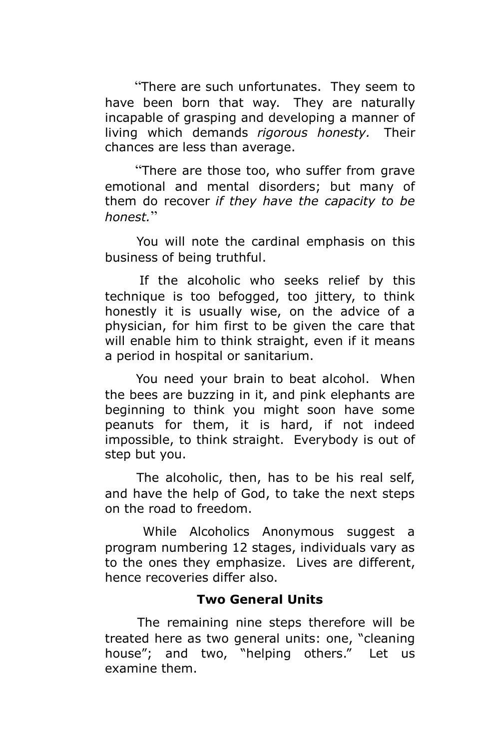"There are such unfortunates. They seem to have been born that way. They are naturally incapable of grasping and developing a manner of living which demands *rigorous honesty.* Their chances are less than average.

"There are those too, who suffer from grave emotional and mental disorders; but many of them do recover *if they have the capacity to be honest.*"

You will note the cardinal emphasis on this business of being truthful.

If the alcoholic who seeks relief by this technique is too befogged, too jittery, to think honestly it is usually wise, on the advice of a physician, for him first to be given the care that will enable him to think straight, even if it means a period in hospital or sanitarium.

You need your brain to beat alcohol. When the bees are buzzing in it, and pink elephants are beginning to think you might soon have some peanuts for them, it is hard, if not indeed impossible, to think straight. Everybody is out of step but you.

The alcoholic, then, has to be his real self, and have the help of God, to take the next steps on the road to freedom.

While Alcoholics Anonymous suggest a program numbering 12 stages, individuals vary as to the ones they emphasize. Lives are different, hence recoveries differ also.

### Two General Units

The remaining nine steps therefore will be treated here as two general units: one, "cleaning house"; and two, "helping others." Let us examine them.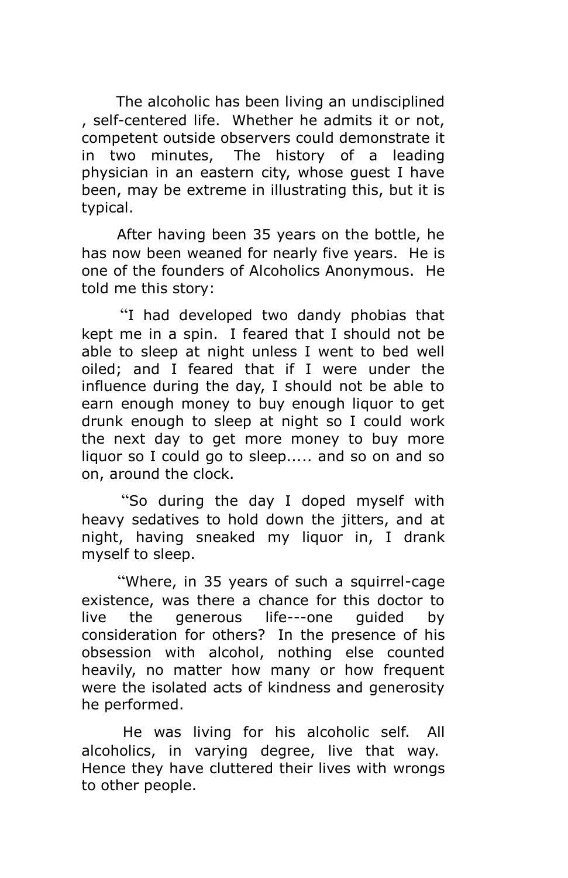The alcoholic has been living an undisciplined , self-centered life. Whether he admits it or not, competent outside observers could demonstrate it in two minutes, The history of a leading physician in an eastern city, whose guest I have been, may be extreme in illustrating this, but it is typical.

After having been 35 years on the bottle, he has now been weaned for nearly five years. He is one of the founders of Alcoholics Anonymous. He told me this story:

"I had developed two dandy phobias that kept me in a spin. I feared that I should not be able to sleep at night unless I went to bed well oiled; and I feared that if I were under the influence during the day, I should not be able to earn enough money to buy enough liquor to get drunk enough to sleep at night so I could work the next day to get more money to buy more liquor so I could go to sleep..... and so on and so on, around the clock.

"So during the day I doped myself with heavy sedatives to hold down the jitters, and at night, having sneaked my liquor in, I drank myself to sleep.

"Where, in 35 years of such a squirrel-cage existence, was there a chance for this doctor to live the generous life---one guided by consideration for others? In the presence of his obsession with alcohol, nothing else counted heavily, no matter how many or how frequent were the isolated acts of kindness and generosity he performed.

He was living for his alcoholic self. All alcoholics, in varying degree, live that way. Hence they have cluttered their lives with wrongs to other people.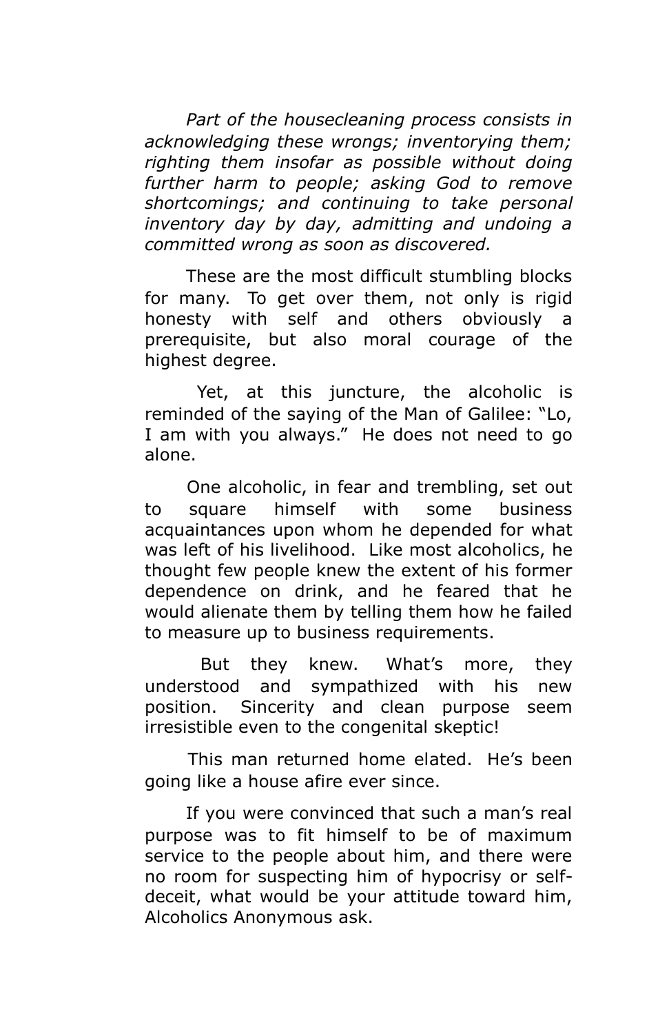*Part of the housecleaning process consists in acknowledging these wrongs; inventorying them; righting them insofar as possible without doing further harm to people; asking God to remove shortcomings; and continuing to take personal inventory day by day, admitting and undoing a committed wrong as soon as discovered.*

These are the most difficult stumbling blocks for many. To get over them, not only is rigid honesty with self and others obviously a prerequisite, but also moral courage of the highest degree.

Yet, at this juncture, the alcoholic is reminded of the saying of the Man of Galilee: "Lo, I am with you always." He does not need to go alone.

One alcoholic, in fear and trembling, set out to square himself with some business acquaintances upon whom he depended for what was left of his livelihood. Like most alcoholics, he thought few people knew the extent of his former dependence on drink, and he feared that he would alienate them by telling them how he failed to measure up to business requirements.

But they knew. What's more, they understood and sympathized with his new position. Sincerity and clean purpose seem irresistible even to the congenital skeptic!

This man returned home elated. He's been going like a house afire ever since.

If you were convinced that such a man's real purpose was to fit himself to be of maximum service to the people about him, and there were no room for suspecting him of hypocrisy or self-deceit, what would be your attitude toward him, Alcoholics Anonymous ask.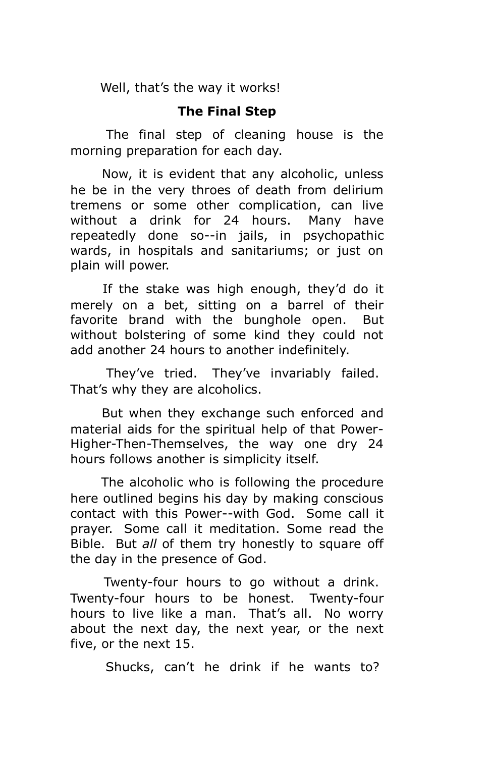Well, that's the way it works!

## The Final Step

The final step of cleaning house is the morning preparation for each day.

Now, it is evident that any alcoholic, unless he be in the very throes of death from delirium tremens or some other complication, can live without a drink for 24 hours. Many have repeatedly done so--in jails, in psychopathic wards, in hospitals and sanitariums; or just on plain will power.

If the stake was high enough, they'd do it merely on a bet, sitting on a barrel of their favorite brand with the bunghole open. But without bolstering of some kind they could not add another 24 hours to another indefinitely.

They've tried. They've invariably failed. That's why they are alcoholics.

But when they exchange such enforced and material aids for the spiritual help of that Power-Higher-Then-Themselves, the way one dry 24 hours follows another is simplicity itself.

The alcoholic who is following the procedure here outlined begins his day by making conscious contact with this Power--with God. Some call it prayer. Some call it meditation. Some read the Bible. But *all* of them try honestly to square off the day in the presence of God.

Twenty-four hours to go without a drink. Twenty-four hours to be honest. Twenty-four hours to live like a man. That's all. No worry about the next day, the next year, or the next five, or the next 15.

Shucks, can't he drink if he wants to?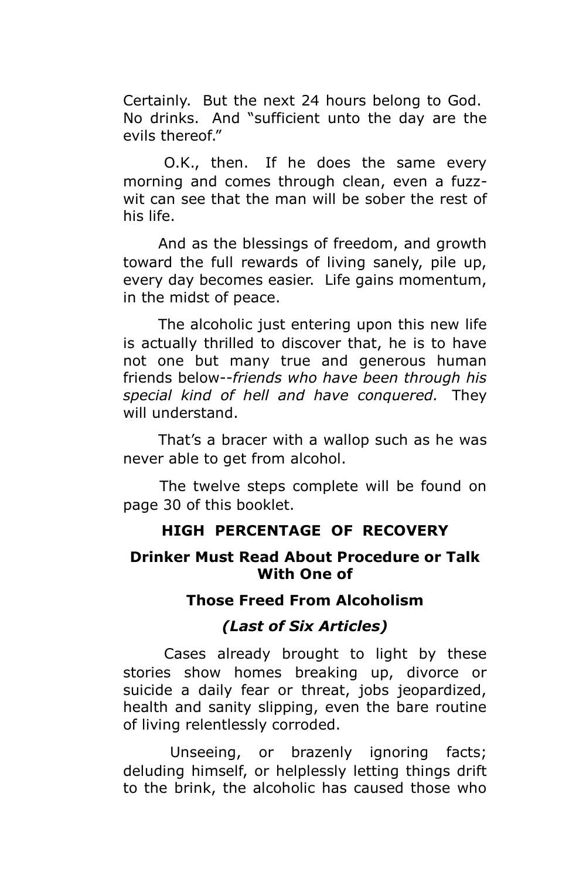Certainly. But the next 24 hours belong to God. No drinks. And "sufficient unto the day are the evils thereof."

O.K., then. If he does the same every morning and comes through clean, even a fuzz-wit can see that the man will be sober the rest of his life.

And as the blessings of freedom, and growth toward the full rewards of living sanely, pile up, every day becomes easier. Life gains momentum, in the midst of peace.

The alcoholic just entering upon this new life is actually thrilled to discover that, he is to have not one but many true and generous human friends below--*friends who have been through his special kind of hell and have conquered.* They will understand.

That's a bracer with a wallop such as he was never able to get from alcohol.

The twelve steps complete will be found on page 30 of this booklet.

## HIGH PERCENTAGE OF RECOVERY

### Drinker Must Read About Procedure or Talk With One of

### Those Freed From Alcoholism

### *(Last of Six Articles)*

Cases already brought to light by these stories show homes breaking up, divorce or suicide a daily fear or threat, jobs jeopardized, health and sanity slipping, even the bare routine of living relentlessly corroded.

Unseeing, or brazenly ignoring facts; deluding himself, or helplessly letting things drift to the brink, the alcoholic has caused those who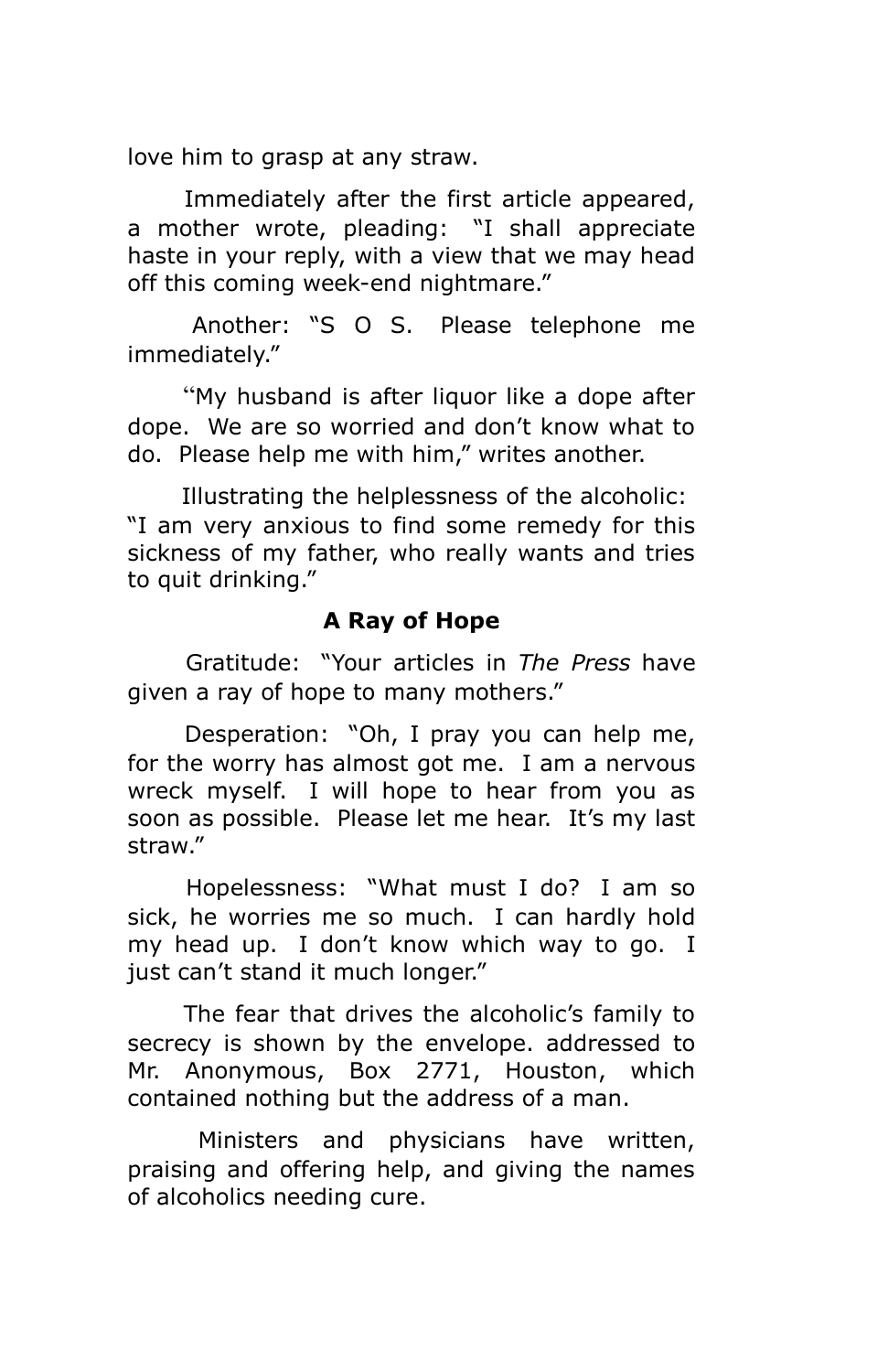love him to grasp at any straw.

Immediately after the first article appeared, a mother wrote, pleading: "I shall appreciate haste in your reply, with a view that we may head off this coming week-end nightmare."

Another: "S O S. Please telephone me immediately."

"My husband is after liquor like a dope after dope. We are so worried and don't know what to do. Please help me with him," writes another.

Illustrating the helplessness of the alcoholic: "I am very anxious to find some remedy for this sickness of my father, who really wants and tries to quit drinking."

**A Ray of Hope**

Gratitude: "Your articles in *The Press* have given a ray of hope to many mothers."

Desperation: "Oh, I pray you can help me, for the worry has almost got me. I am a nervous wreck myself. I will hope to hear from you as soon as possible. Please let me hear. It's my last straw."

Hopelessness: "What must I do? I am so sick, he worries me so much. I can hardly hold my head up. I don't know which way to go. I just can't stand it much longer."

The fear that drives the alcoholic's family to secrecy is shown by the envelope. addressed to Mr. Anonymous, Box 2771, Houston, which contained nothing but the address of a man.

Ministers and physicians have written, praising and offering help, and giving the names of alcoholics needing cure.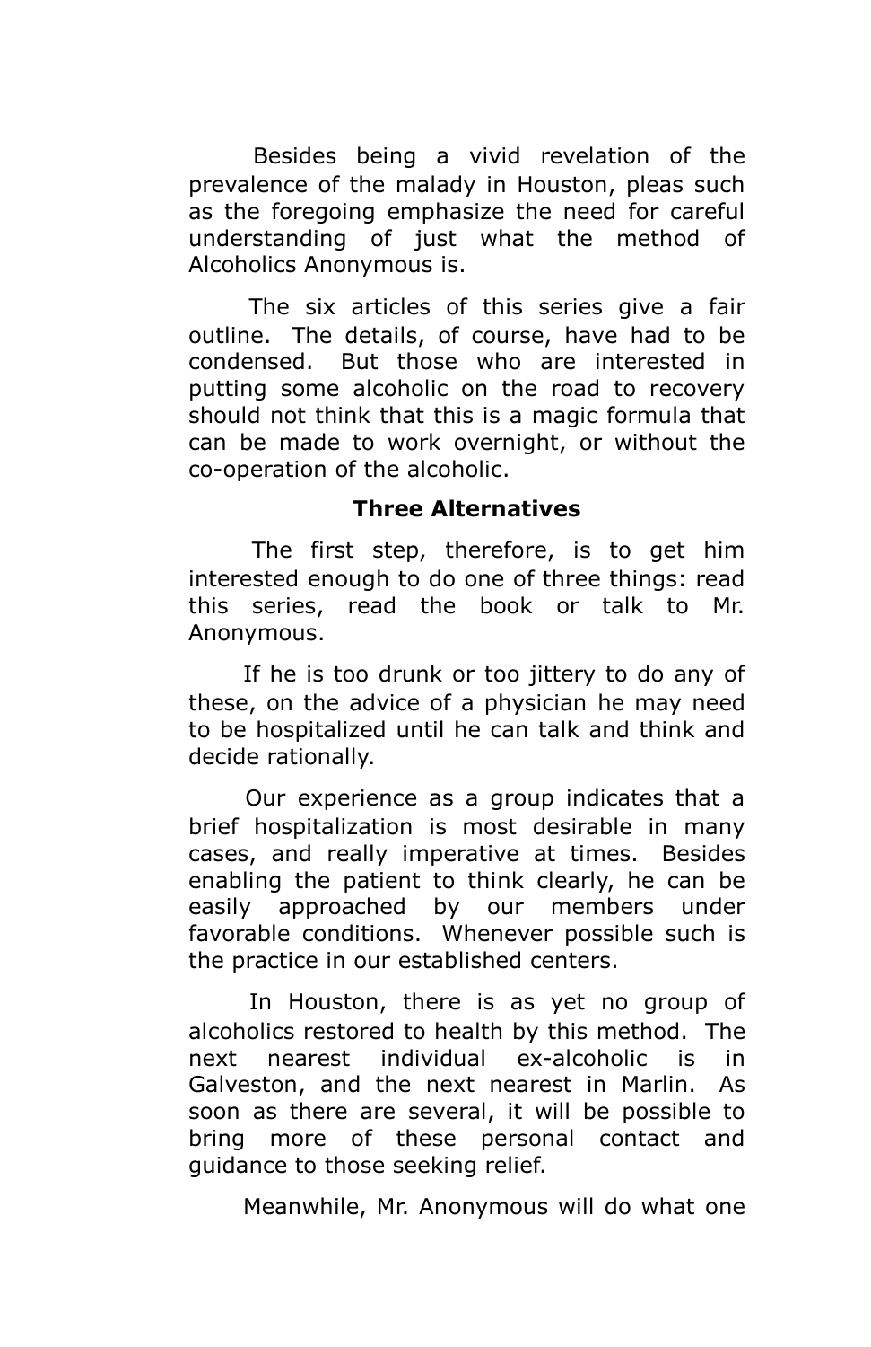Besides being a vivid revelation of the prevalence of the malady in Houston, pleas such as the foregoing emphasize the need for careful understanding of just what the method of Alcoholics Anonymous is.

The six articles of this series give a fair outline. The details, of course, have had to be condensed. But those who are interested in putting some alcoholic on the road to recovery should not think that this is a magic formula that can be made to work overnight, or without the co-operation of the alcoholic.

**Three Alternatives**

The first step, therefore, is to get him interested enough to do one of three things: read this series, read the book or talk to Mr. Anonymous.

If he is too drunk or too jittery to do any of these, on the advice of a physician he may need to be hospitalized until he can talk and think and decide rationally.

Our experience as a group indicates that a brief hospitalization is most desirable in many cases, and really imperative at times. Besides enabling the patient to think clearly, he can be easily approached by our members under favorable conditions. Whenever possible such is the practice in our established centers.

In Houston, there is as yet no group of alcoholics restored to health by this method. The next nearest individual ex-alcoholic is in Galveston, and the next nearest in Marlin. As soon as there are several, it will be possible to bring more of these personal contact and guidance to those seeking relief.

Meanwhile, Mr. Anonymous will do what one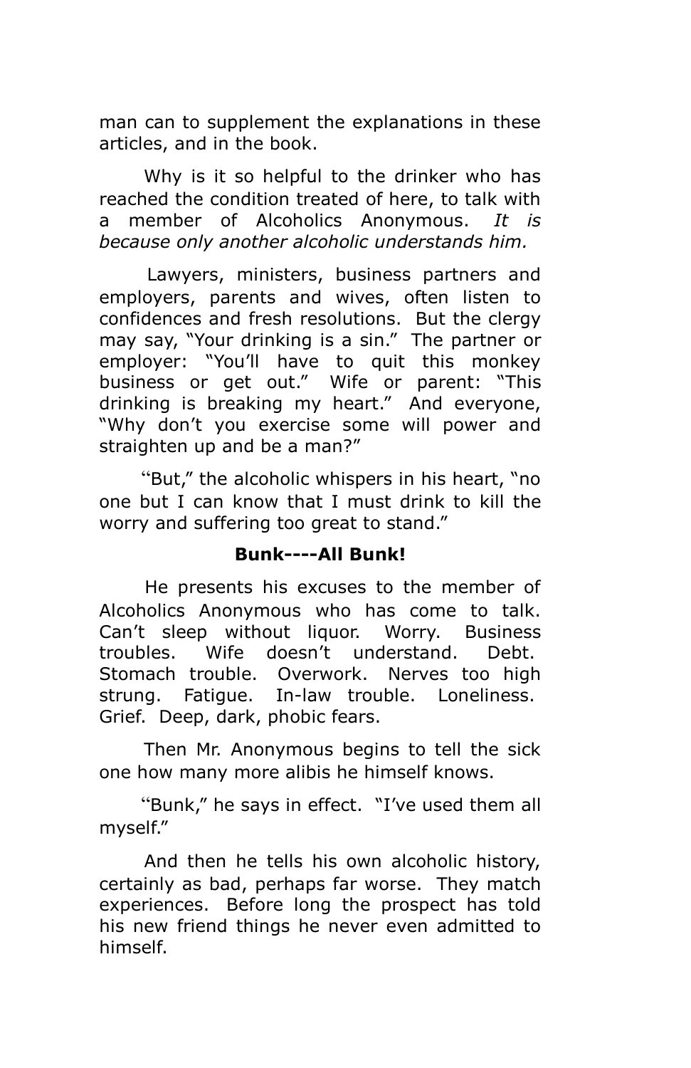man can to supplement the explanations in these articles, and in the book.

Why is it so helpful to the drinker who has reached the condition treated of here, to talk with a member of Alcoholics Anonymous. *It is because only another alcoholic understands him.*

Lawyers, ministers, business partners and employers, parents and wives, often listen to confidences and fresh resolutions. But the clergy may say, "Your drinking is a sin." The partner or employer: "You'll have to quit this monkey business or get out." Wife or parent: "This drinking is breaking my heart." And everyone, "Why don't you exercise some will power and straighten up and be a man?"

"But," the alcoholic whispers in his heart, "no one but I can know that I must drink to kill the worry and suffering too great to stand."

**Bunk----All Bunk!**

He presents his excuses to the member of Alcoholics Anonymous who has come to talk. Can't sleep without liquor. Worry. Business troubles. Wife doesn't understand. Debt. Stomach trouble. Overwork. Nerves too high strung. Fatigue. In-law trouble. Loneliness. Grief. Deep, dark, phobic fears.

Then Mr. Anonymous begins to tell the sick one how many more alibis he himself knows.

"Bunk," he says in effect. "I've used them all myself."

And then he tells his own alcoholic history, certainly as bad, perhaps far worse. They match experiences. Before long the prospect has told his new friend things he never even admitted to himself.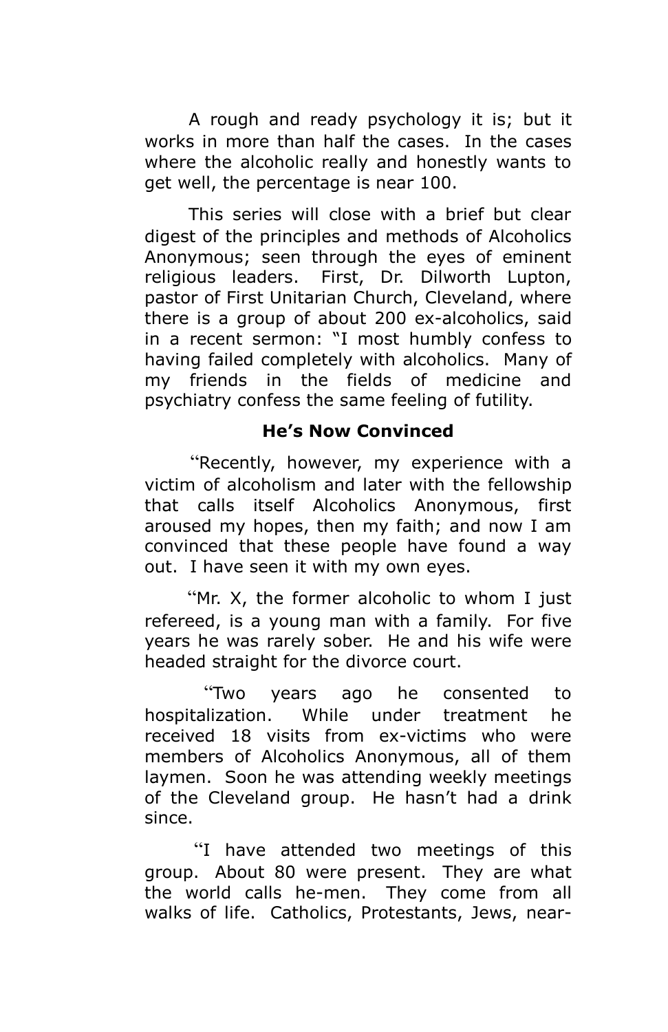A rough and ready psychology it is; but it works in more than half the cases. In the cases where the alcoholic really and honestly wants to get well, the percentage is near 100.

This series will close with a brief but clear digest of the principles and methods of Alcoholics Anonymous; seen through the eyes of eminent religious leaders. First, Dr. Dilworth Lupton, pastor of First Unitarian Church, Cleveland, where there is a group of about 200 ex-alcoholics, said in a recent sermon: "I most humbly confess to having failed completely with alcoholics. Many of my friends in the fields of medicine and psychiatry confess the same feeling of futility.

**He's Now Convinced**

"Recently, however, my experience with a victim of alcoholism and later with the fellowship that calls itself Alcoholics Anonymous, first aroused my hopes, then my faith; and now I am convinced that these people have found a way out. I have seen it with my own eyes.

"Mr. X, the former alcoholic to whom I just refereed, is a young man with a family. For five years he was rarely sober. He and his wife were headed straight for the divorce court.

"Two years ago he consented to hospitalization. While under treatment he received 18 visits from ex-victims who were members of Alcoholics Anonymous, all of them laymen. Soon he was attending weekly meetings of the Cleveland group. He hasn't had a drink since.

"I have attended two meetings of this group. About 80 were present. They are what the world calls he-men. They come from all walks of life. Catholics, Protestants, Jews, near-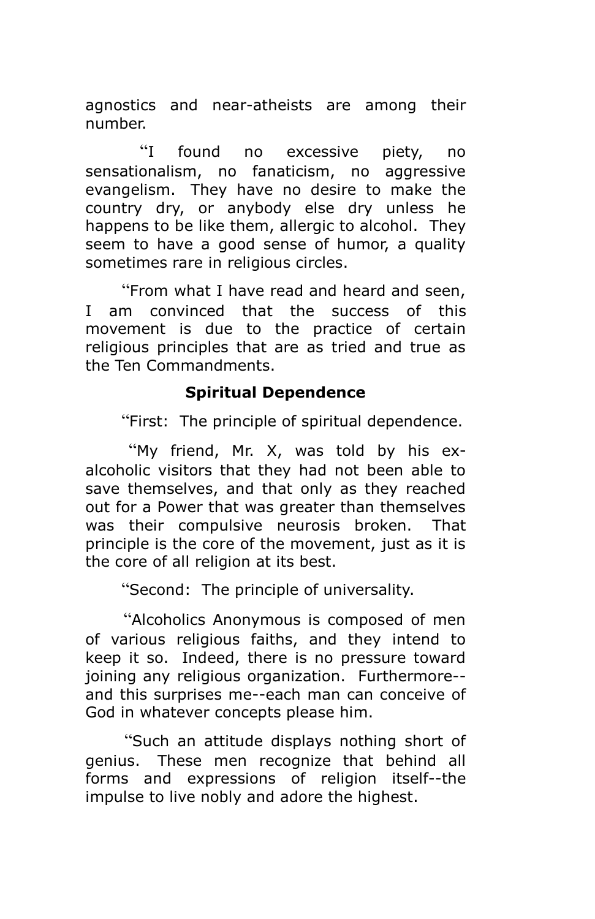agnostics and near-atheists are among their number.

"I found no excessive piety, no sensationalism, no fanaticism, no aggressive evangelism. They have no desire to make the country dry, or anybody else dry unless he happens to be like them, allergic to alcohol. They seem to have a good sense of humor, a quality sometimes rare in religious circles.

"From what I have read and heard and seen, I am convinced that the success of this movement is due to the practice of certain religious principles that are as tried and true as the Ten Commandments.

### Spiritual Dependence

"First: The principle of spiritual dependence.

"My friend, Mr. X, was told by his ex-alcoholic visitors that they had not been able to save themselves, and that only as they reached out for a Power that was greater than themselves was their compulsive neurosis broken. That principle is the core of the movement, just as it is the core of all religion at its best.

"Second: The principle of universality.

"Alcoholics Anonymous is composed of men of various religious faiths, and they intend to keep it so. Indeed, there is no pressure toward joining any religious organization. Furthermore--and this surprises me--each man can conceive of God in whatever concepts please him.

"Such an attitude displays nothing short of genius. These men recognize that behind all forms and expressions of religion itself--the impulse to live nobly and adore the highest.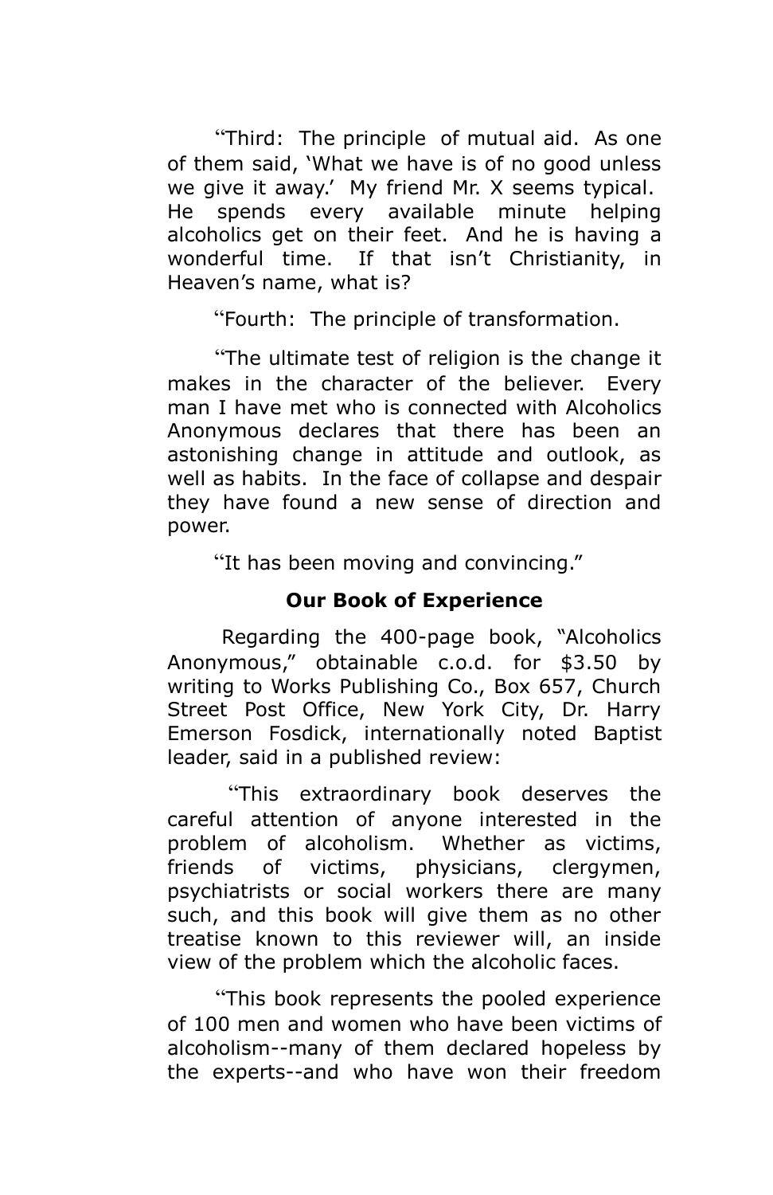"Third: The principle of mutual aid. As one of them said, 'What we have is of no good unless we give it away.' My friend Mr. X seems typical. He spends every available minute helping alcoholics get on their feet. And he is having a wonderful time. If that isn't Christianity, in Heaven's name, what is?

"Fourth: The principle of transformation.

"The ultimate test of religion is the change it makes in the character of the believer. Every man I have met who is connected with Alcoholics Anonymous declares that there has been an astonishing change in attitude and outlook, as well as habits. In the face of collapse and despair they have found a new sense of direction and power.

"It has been moving and convincing."

### Our Book of Experience

Regarding the 400-page book, "Alcoholics Anonymous," obtainable c.o.d. for $3.50 by writing to Works Publishing Co., Box 657, Church Street Post Office, New York City, Dr. Harry Emerson Fosdick, internationally noted Baptist leader, said in a published review:

"This extraordinary book deserves the careful attention of anyone interested in the problem of alcoholism. Whether as victims, friends of victims, physicians, clergymen, psychiatrists or social workers there are many such, and this book will give them as no other treatise known to this reviewer will, an inside view of the problem which the alcoholic faces.

"This book represents the pooled experience of 100 men and women who have been victims of alcoholism--many of them declared hopeless by the experts--and who have won their freedom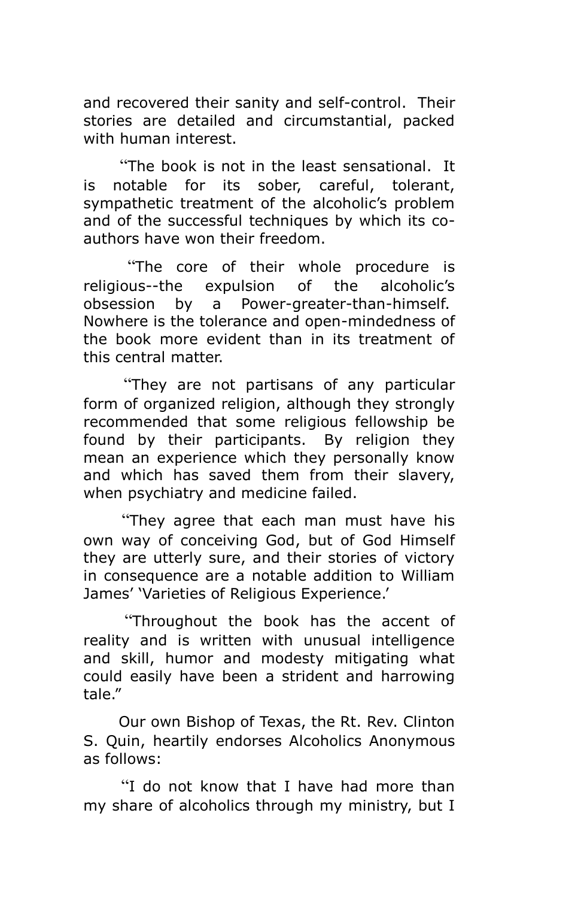and recovered their sanity and self-control. Their stories are detailed and circumstantial, packed with human interest.

"The book is not in the least sensational. It is notable for its sober, careful, tolerant, sympathetic treatment of the alcoholic's problem and of the successful techniques by which its co-authors have won their freedom.

"The core of their whole procedure is religious--the expulsion of the alcoholic's obsession by a Power-greater-than-himself. Nowhere is the tolerance and open-mindedness of the book more evident than in its treatment of this central matter.

"They are not partisans of any particular form of organized religion, although they strongly recommended that some religious fellowship be found by their participants. By religion they mean an experience which they personally know and which has saved them from their slavery, when psychiatry and medicine failed.

"They agree that each man must have his own way of conceiving God, but of God Himself they are utterly sure, and their stories of victory in consequence are a notable addition to William James' 'Varieties of Religious Experience.'

"Throughout the book has the accent of reality and is written with unusual intelligence and skill, humor and modesty mitigating what could easily have been a strident and harrowing tale."

Our own Bishop of Texas, the Rt. Rev. Clinton S. Quin, heartily endorses Alcoholics Anonymous as follows:

"I do not know that I have had more than my share of alcoholics through my ministry, but I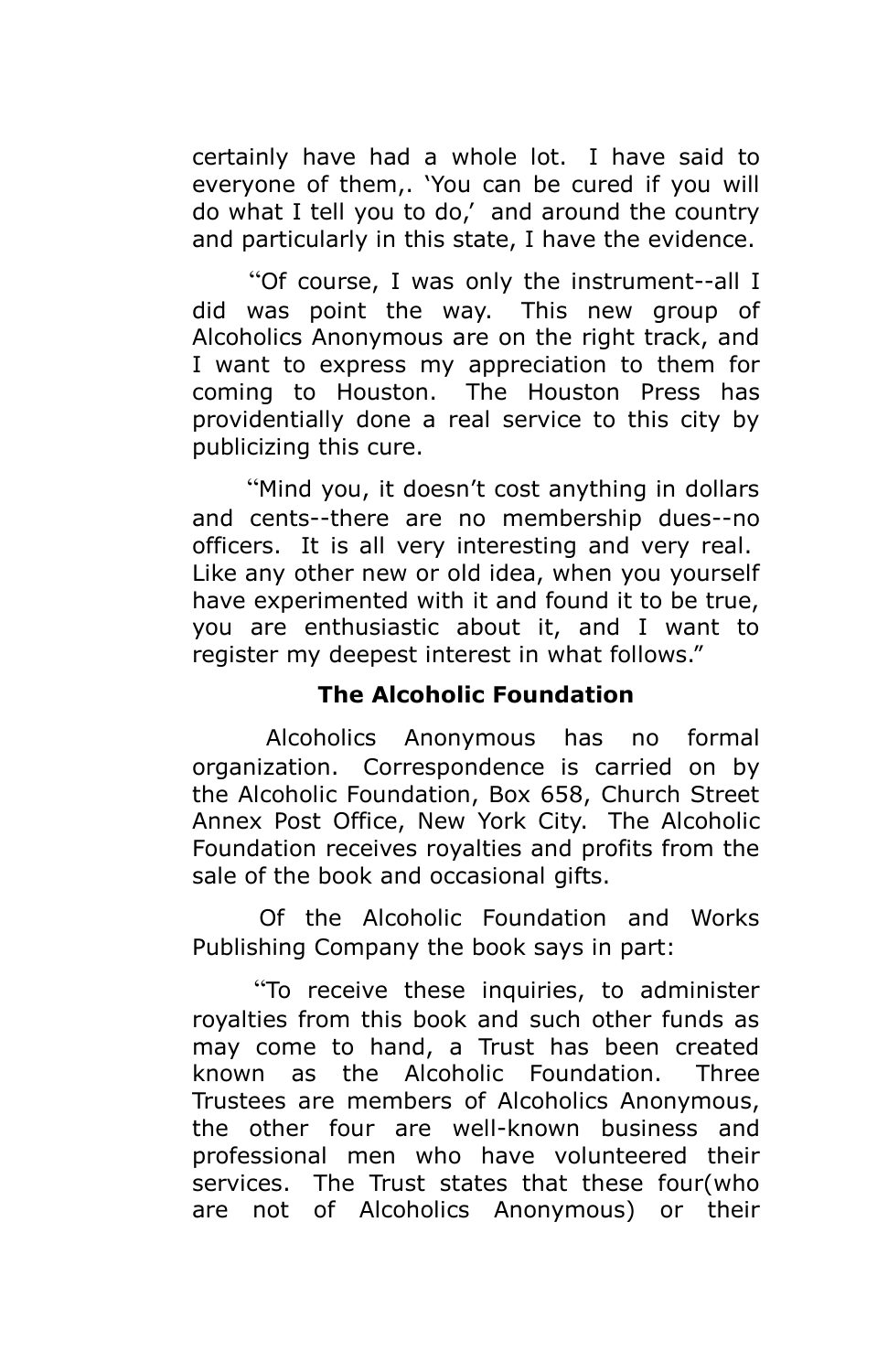certainly have had a whole lot. I have said to everyone of them,. 'You can be cured if you will do what I tell you to do,' and around the country and particularly in this state, I have the evidence.

"Of course, I was only the instrument--all I did was point the way. This new group of Alcoholics Anonymous are on the right track, and I want to express my appreciation to them for coming to Houston. The Houston Press has providentially done a real service to this city by publicizing this cure.

"Mind you, it doesn't cost anything in dollars and cents--there are no membership dues--no officers. It is all very interesting and very real. Like any other new or old idea, when you yourself have experimented with it and found it to be true, you are enthusiastic about it, and I want to register my deepest interest in what follows."

### The Alcoholic Foundation

Alcoholics Anonymous has no formal organization. Correspondence is carried on by the Alcoholic Foundation, Box 658, Church Street Annex Post Office, New York City. The Alcoholic Foundation receives royalties and profits from the sale of the book and occasional gifts.

Of the Alcoholic Foundation and Works Publishing Company the book says in part:

"To receive these inquiries, to administer royalties from this book and such other funds as may come to hand, a Trust has been created known as the Alcoholic Foundation. Three Trustees are members of Alcoholics Anonymous, the other four are well-known business and professional men who have volunteered their services. The Trust states that these four(who are not of Alcoholics Anonymous) or their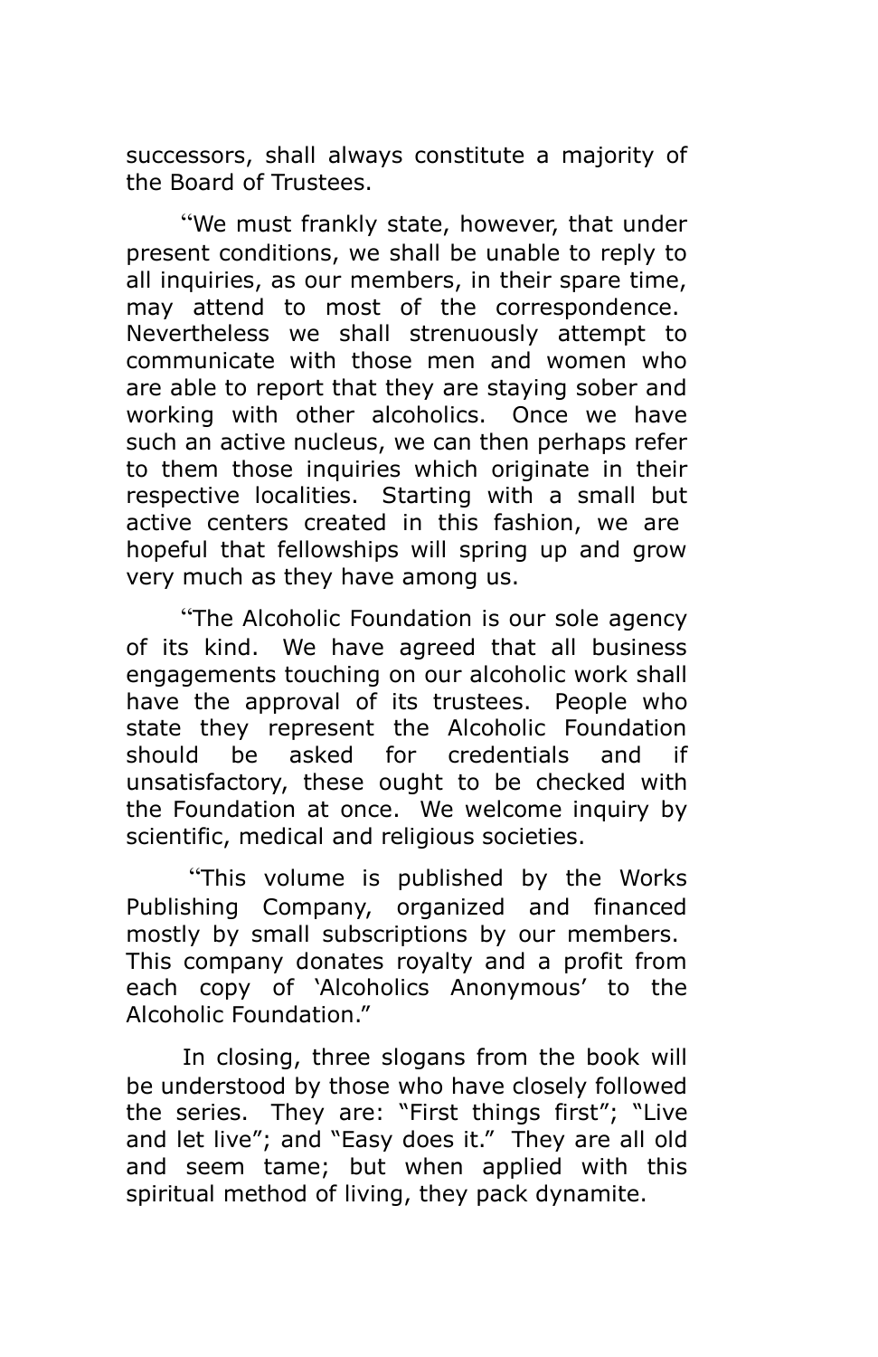successors, shall always constitute a majority of the Board of Trustees.

"We must frankly state, however, that under present conditions, we shall be unable to reply to all inquiries, as our members, in their spare time, may attend to most of the correspondence. Nevertheless we shall strenuously attempt to communicate with those men and women who are able to report that they are staying sober and working with other alcoholics. Once we have such an active nucleus, we can then perhaps refer to them those inquiries which originate in their respective localities. Starting with a small but active centers created in this fashion, we are hopeful that fellowships will spring up and grow very much as they have among us.

"The Alcoholic Foundation is our sole agency of its kind. We have agreed that all business engagements touching on our alcoholic work shall have the approval of its trustees. People who state they represent the Alcoholic Foundation should be asked for credentials and if unsatisfactory, these ought to be checked with the Foundation at once. We welcome inquiry by scientific, medical and religious societies.

"This volume is published by the Works Publishing Company, organized and financed mostly by small subscriptions by our members. This company donates royalty and a profit from each copy of 'Alcoholics Anonymous' to the Alcoholic Foundation."

In closing, three slogans from the book will be understood by those who have closely followed the series. They are: "First things first"; "Live and let live"; and "Easy does it." They are all old and seem tame; but when applied with this spiritual method of living, they pack dynamite.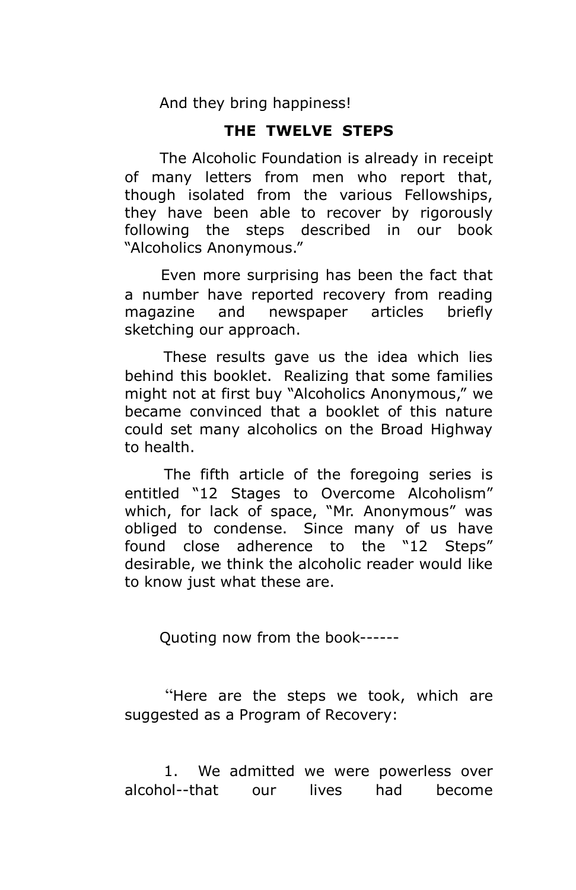And they bring happiness!

## THE TWELVE STEPS

The Alcoholic Foundation is already in receipt of many letters from men who report that, though isolated from the various Fellowships, they have been able to recover by rigorously following the steps described in our book "Alcoholics Anonymous."

Even more surprising has been the fact that a number have reported recovery from reading magazine and newspaper articles briefly sketching our approach.

These results gave us the idea which lies behind this booklet. Realizing that some families might not at first buy "Alcoholics Anonymous," we became convinced that a booklet of this nature could set many alcoholics on the Broad Highway to health.

The fifth article of the foregoing series is entitled "12 Stages to Overcome Alcoholism" which, for lack of space, "Mr. Anonymous" was obliged to condense. Since many of us have found close adherence to the "12 Steps" desirable, we think the alcoholic reader would like to know just what these are.

Quoting now from the book------

"Here are the steps we took, which are suggested as a Program of Recovery:

1. We admitted we were powerless over alcohol--that our lives had become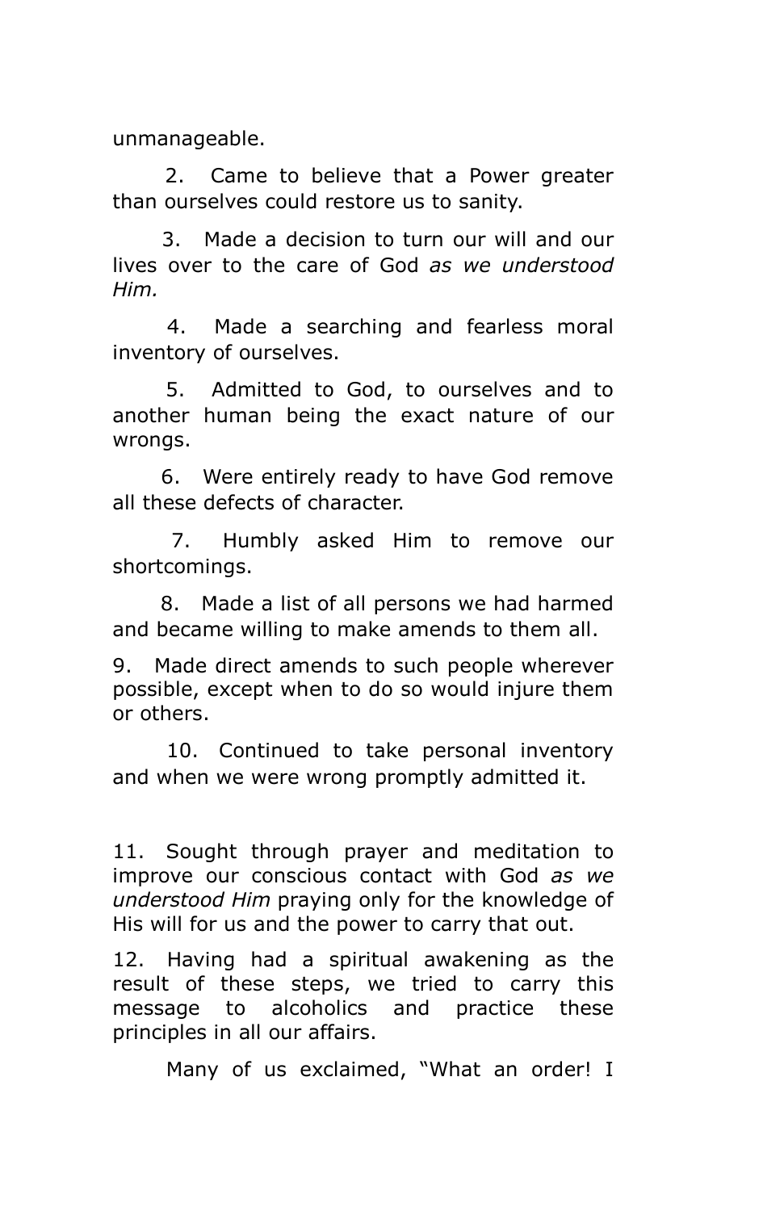unmanageable.

2. Came to believe that a Power greater than ourselves could restore us to sanity.

3. Made a decision to turn our will and our lives over to the care of God *as we understood Him.*

4. Made a searching and fearless moral inventory of ourselves.

5. Admitted to God, to ourselves and to another human being the exact nature of our wrongs.

6. Were entirely ready to have God remove all these defects of character.

7. Humbly asked Him to remove our shortcomings.

8. Made a list of all persons we had harmed and became willing to make amends to them all.

9. Made direct amends to such people wherever possible, except when to do so would injure them or others.

10. Continued to take personal inventory and when we were wrong promptly admitted it.

11. Sought through prayer and meditation to improve our conscious contact with God *as we understood Him* praying only for the knowledge of His will for us and the power to carry that out.

12. Having had a spiritual awakening as the result of these steps, we tried to carry this message to alcoholics and practice these principles in all our affairs.

Many of us exclaimed, "What an order! I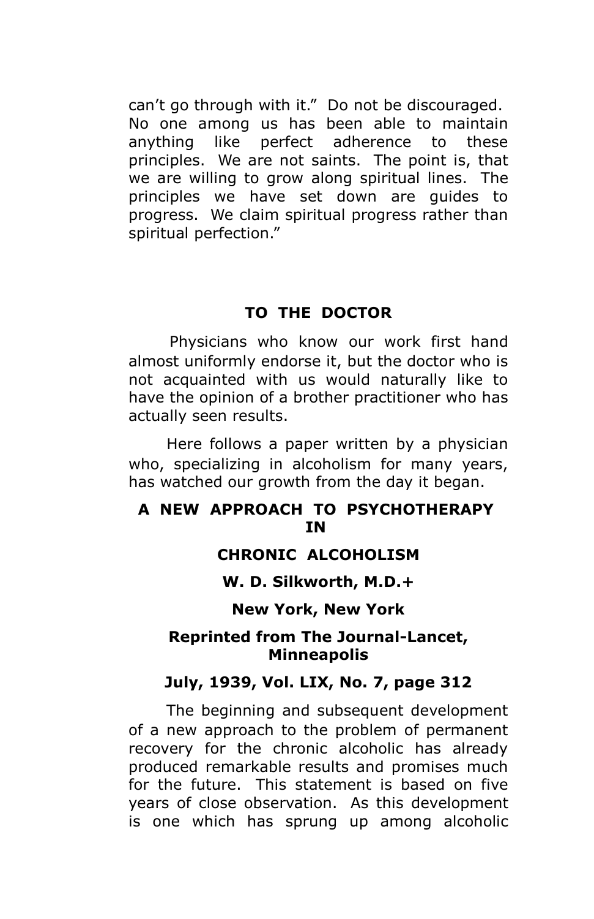can't go through with it." Do not be discouraged. No one among us has been able to maintain anything like perfect adherence to these principles. We are not saints. The point is, that we are willing to grow along spiritual lines. The principles we have set down are guides to progress. We claim spiritual progress rather than spiritual perfection."

## TO THE DOCTOR

Physicians who know our work first hand almost uniformly endorse it, but the doctor who is not acquainted with us would naturally like to have the opinion of a brother practitioner who has actually seen results.

Here follows a paper written by a physician who, specializing in alcoholism for many years, has watched our growth from the day it began.

### A NEW APPROACH TO PSYCHOTHERAPY IN CHRONIC ALCOHOLISM

**W. D. Silkworth, M.D.+**

**New York, New York**

**Reprinted from The Journal-Lancet, Minneapolis**

**July, 1939, Vol. LIX, No. 7, page 312**

The beginning and subsequent development of a new approach to the problem of permanent recovery for the chronic alcoholic has already produced remarkable results and promises much for the future. This statement is based on five years of close observation. As this development is one which has sprung up among alcoholic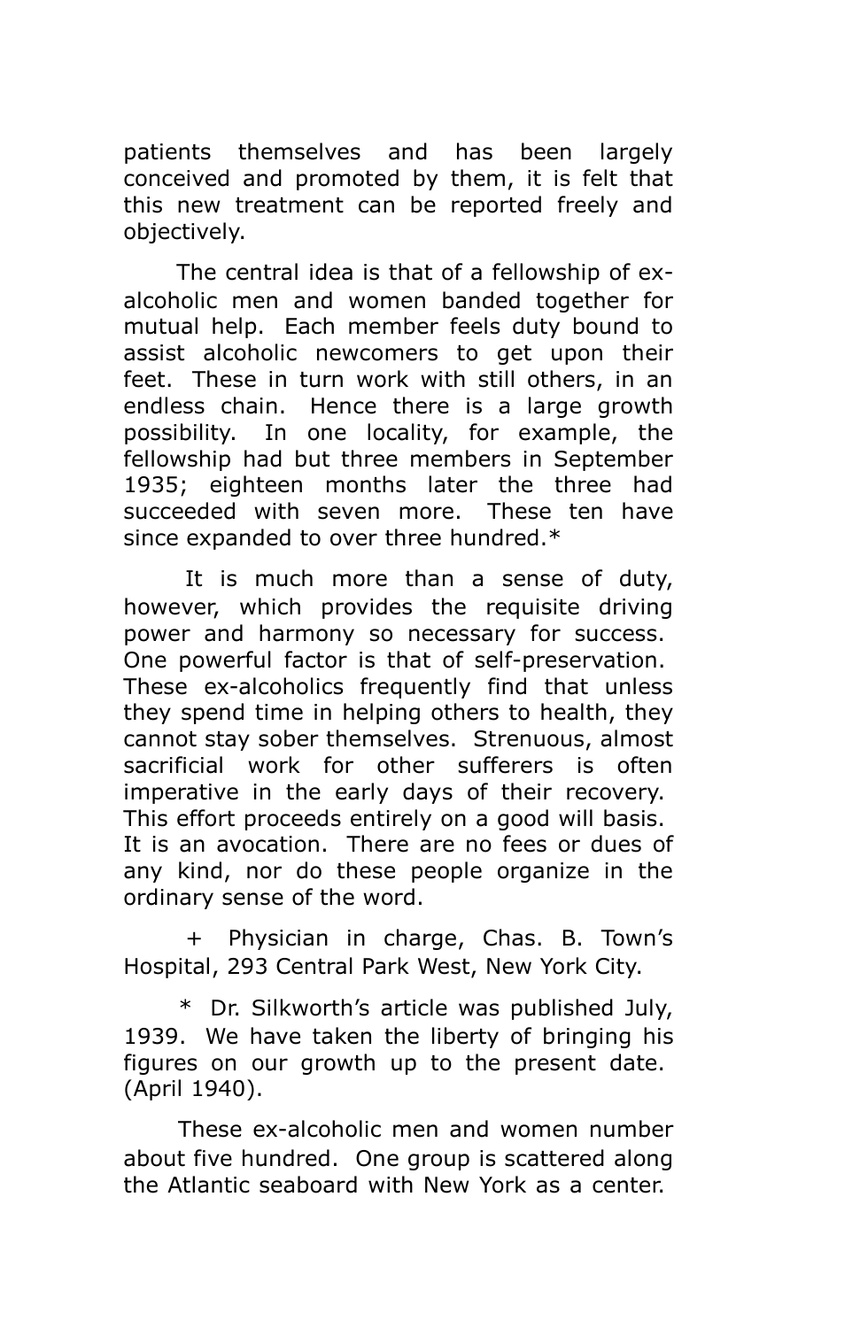patients themselves and has been largely conceived and promoted by them, it is felt that this new treatment can be reported freely and objectively.

The central idea is that of a fellowship of ex-alcoholic men and women banded together for mutual help. Each member feels duty bound to assist alcoholic newcomers to get upon their feet. These in turn work with still others, in an endless chain. Hence there is a large growth possibility. In one locality, for example, the fellowship had but three members in September 1935; eighteen months later the three had succeeded with seven more. These ten have since expanded to over three hundred.*

It is much more than a sense of duty, however, which provides the requisite driving power and harmony so necessary for success. One powerful factor is that of self-preservation. These ex-alcoholics frequently find that unless they spend time in helping others to health, they cannot stay sober themselves. Strenuous, almost sacrificial work for other sufferers is often imperative in the early days of their recovery. This effort proceeds entirely on a good will basis. It is an avocation. There are no fees or dues of any kind, nor do these people organize in the ordinary sense of the word.

+ Physician in charge, Chas. B. Town's Hospital, 293 Central Park West, New York City.

* Dr. Silkworth's article was published July, 1939. We have taken the liberty of bringing his figures on our growth up to the present date. (April 1940).

These ex-alcoholic men and women number about five hundred. One group is scattered along the Atlantic seaboard with New York as a center.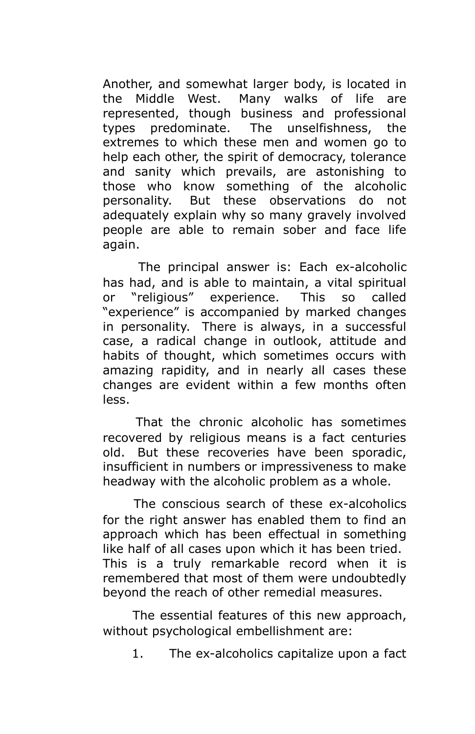Another, and somewhat larger body, is located in the Middle West. Many walks of life are represented, though business and professional types predominate. The unselfishness, the extremes to which these men and women go to help each other, the spirit of democracy, tolerance and sanity which prevails, are astonishing to those who know something of the alcoholic personality. But these observations do not adequately explain why so many gravely involved people are able to remain sober and face life again.

The principal answer is: Each ex-alcoholic has had, and is able to maintain, a vital spiritual or "religious" experience. This so called "experience" is accompanied by marked changes in personality. There is always, in a successful case, a radical change in outlook, attitude and habits of thought, which sometimes occurs with amazing rapidity, and in nearly all cases these changes are evident within a few months often less.

That the chronic alcoholic has sometimes recovered by religious means is a fact centuries old. But these recoveries have been sporadic, insufficient in numbers or impressiveness to make headway with the alcoholic problem as a whole.

The conscious search of these ex-alcoholics for the right answer has enabled them to find an approach which has been effectual in something like half of all cases upon which it has been tried. This is a truly remarkable record when it is remembered that most of them were undoubtedly beyond the reach of other remedial measures.

The essential features of this new approach, without psychological embellishment are:

1. The ex-alcoholics capitalize upon a fact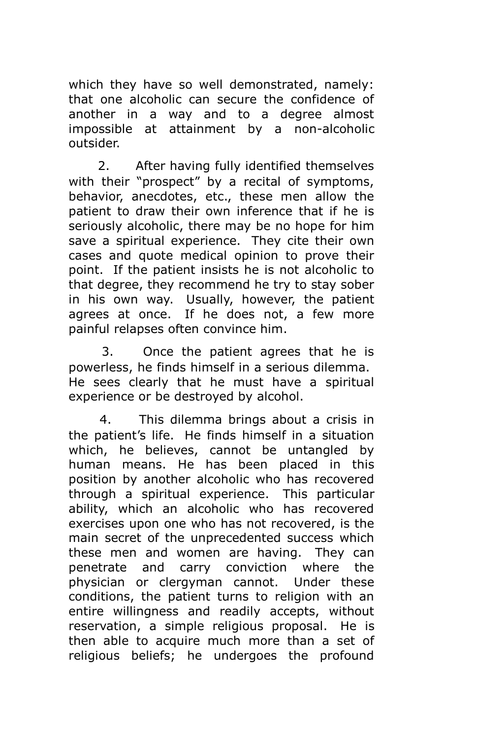which they have so well demonstrated, namely: that one alcoholic can secure the confidence of another in a way and to a degree almost impossible at attainment by a non-alcoholic outsider.

2. After having fully identified themselves with their "prospect" by a recital of symptoms, behavior, anecdotes, etc., these men allow the patient to draw their own inference that if he is seriously alcoholic, there may be no hope for him save a spiritual experience. They cite their own cases and quote medical opinion to prove their point. If the patient insists he is not alcoholic to that degree, they recommend he try to stay sober in his own way. Usually, however, the patient agrees at once. If he does not, a few more painful relapses often convince him.

3. Once the patient agrees that he is powerless, he finds himself in a serious dilemma. He sees clearly that he must have a spiritual experience or be destroyed by alcohol.

4. This dilemma brings about a crisis in the patient's life. He finds himself in a situation which, he believes, cannot be untangled by human means. He has been placed in this position by another alcoholic who has recovered through a spiritual experience. This particular ability, which an alcoholic who has recovered exercises upon one who has not recovered, is the main secret of the unprecedented success which these men and women are having. They can penetrate and carry conviction where the physician or clergyman cannot. Under these conditions, the patient turns to religion with an entire willingness and readily accepts, without reservation, a simple religious proposal. He is then able to acquire much more than a set of religious beliefs; he undergoes the profound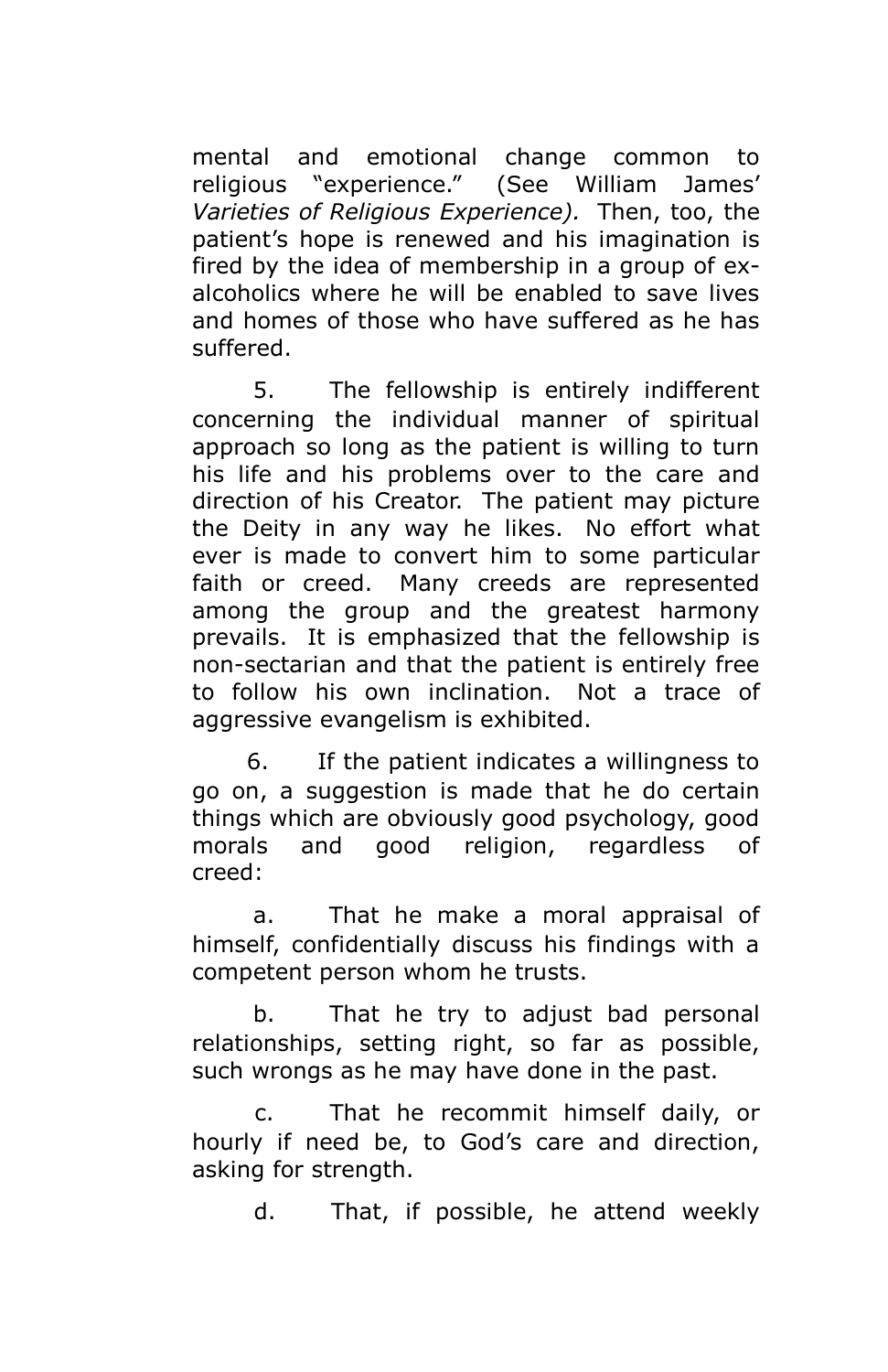mental and emotional change common to religious "experience." (See William James' *Varieties of Religious Experience).* Then, too, the patient's hope is renewed and his imagination is fired by the idea of membership in a group of ex-alcoholics where he will be enabled to save lives and homes of those who have suffered as he has suffered.

5. The fellowship is entirely indifferent concerning the individual manner of spiritual approach so long as the patient is willing to turn his life and his problems over to the care and direction of his Creator. The patient may picture the Deity in any way he likes. No effort what ever is made to convert him to some particular faith or creed. Many creeds are represented among the group and the greatest harmony prevails. It is emphasized that the fellowship is non-sectarian and that the patient is entirely free to follow his own inclination. Not a trace of aggressive evangelism is exhibited.

6. If the patient indicates a willingness to go on, a suggestion is made that he do certain things which are obviously good psychology, good morals and good religion, regardless of creed:

a. That he make a moral appraisal of himself, confidentially discuss his findings with a competent person whom he trusts.

b. That he try to adjust bad personal relationships, setting right, so far as possible, such wrongs as he may have done in the past.

c. That he recommit himself daily, or hourly if need be, to God's care and direction, asking for strength.

d. That, if possible, he attend weekly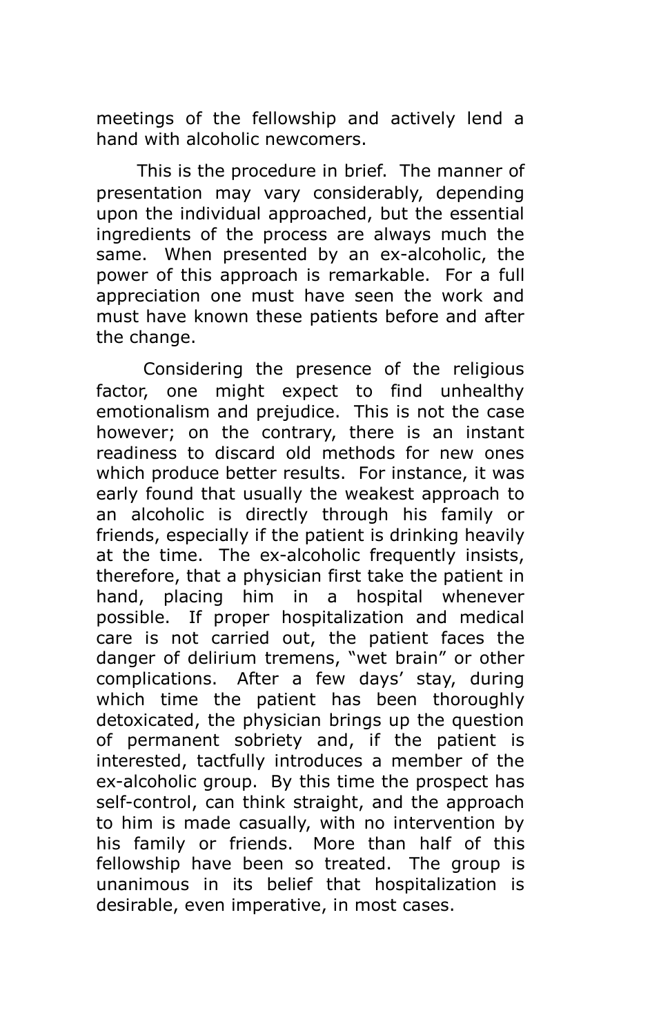meetings of the fellowship and actively lend a hand with alcoholic newcomers.

This is the procedure in brief. The manner of presentation may vary considerably, depending upon the individual approached, but the essential ingredients of the process are always much the same. When presented by an ex-alcoholic, the power of this approach is remarkable. For a full appreciation one must have seen the work and must have known these patients before and after the change.

Considering the presence of the religious factor, one might expect to find unhealthy emotionalism and prejudice. This is not the case however; on the contrary, there is an instant readiness to discard old methods for new ones which produce better results. For instance, it was early found that usually the weakest approach to an alcoholic is directly through his family or friends, especially if the patient is drinking heavily at the time. The ex-alcoholic frequently insists, therefore, that a physician first take the patient in hand, placing him in a hospital whenever possible. If proper hospitalization and medical care is not carried out, the patient faces the danger of delirium tremens, "wet brain" or other complications. After a few days' stay, during which time the patient has been thoroughly detoxicated, the physician brings up the question of permanent sobriety and, if the patient is interested, tactfully introduces a member of the ex-alcoholic group. By this time the prospect has self-control, can think straight, and the approach to him is made casually, with no intervention by his family or friends. More than half of this fellowship have been so treated. The group is unanimous in its belief that hospitalization is desirable, even imperative, in most cases.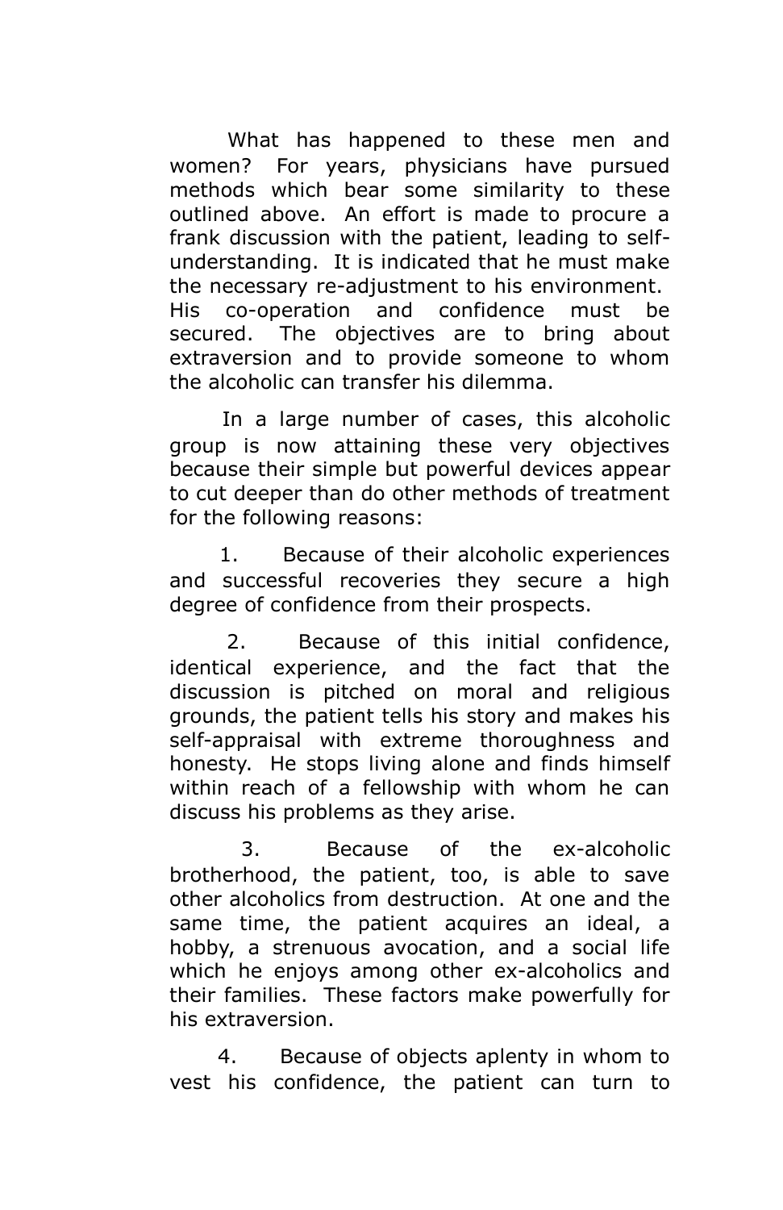What has happened to these men and women? For years, physicians have pursued methods which bear some similarity to these outlined above. An effort is made to procure a frank discussion with the patient, leading to self-understanding. It is indicated that he must make the necessary re-adjustment to his environment. His co-operation and confidence must be secured. The objectives are to bring about extraversion and to provide someone to whom the alcoholic can transfer his dilemma.

In a large number of cases, this alcoholic group is now attaining these very objectives because their simple but powerful devices appear to cut deeper than do other methods of treatment for the following reasons:

1. Because of their alcoholic experiences and successful recoveries they secure a high degree of confidence from their prospects.

2. Because of this initial confidence, identical experience, and the fact that the discussion is pitched on moral and religious grounds, the patient tells his story and makes his self-appraisal with extreme thoroughness and honesty. He stops living alone and finds himself within reach of a fellowship with whom he can discuss his problems as they arise.

3. Because of the ex-alcoholic brotherhood, the patient, too, is able to save other alcoholics from destruction. At one and the same time, the patient acquires an ideal, a hobby, a strenuous avocation, and a social life which he enjoys among other ex-alcoholics and their families. These factors make powerfully for his extraversion.

4. Because of objects aplenty in whom to vest his confidence, the patient can turn to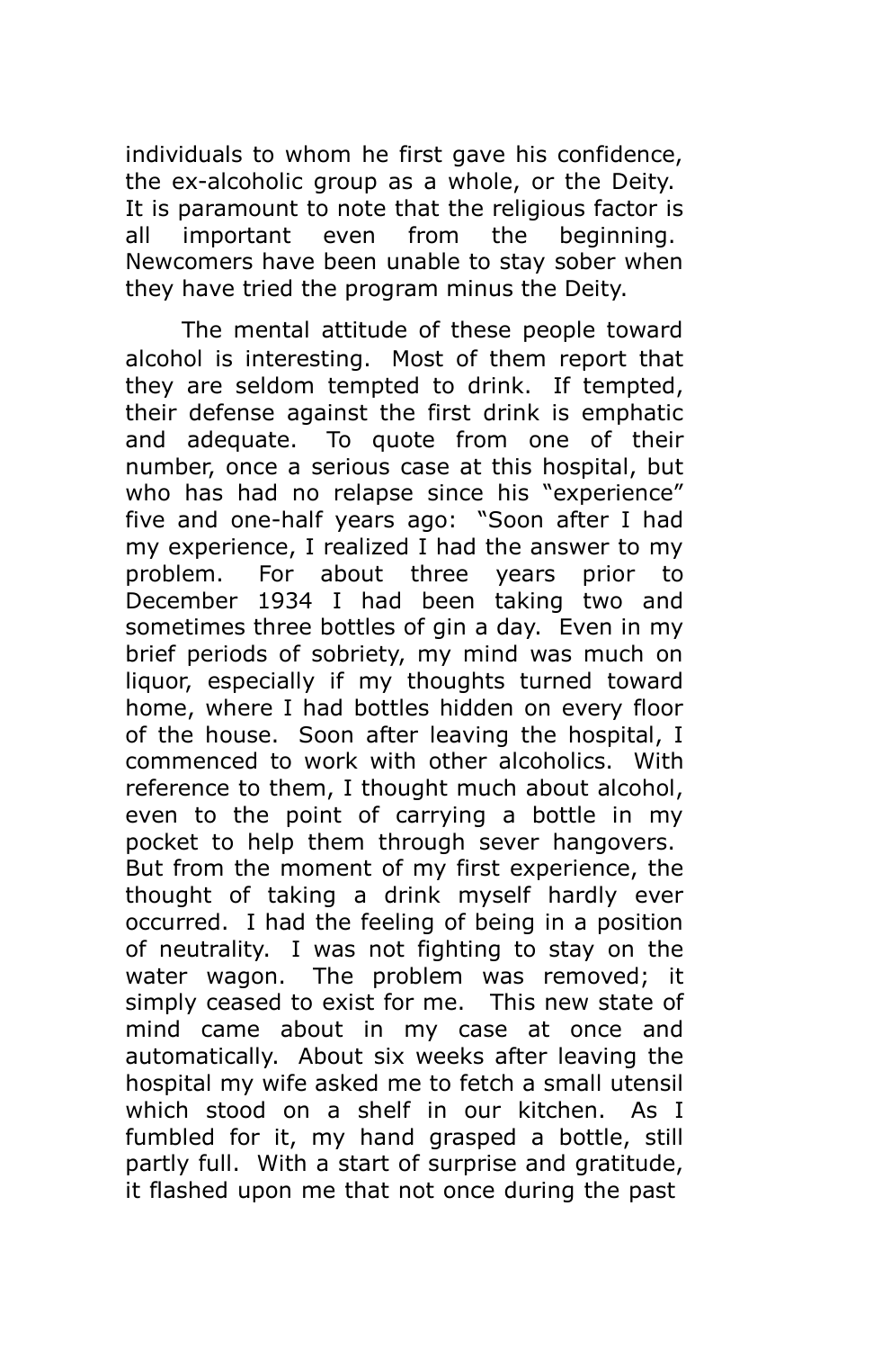individuals to whom he first gave his confidence, the ex-alcoholic group as a whole, or the Deity. It is paramount to note that the religious factor is all important even from the beginning. Newcomers have been unable to stay sober when they have tried the program minus the Deity.

The mental attitude of these people toward alcohol is interesting. Most of them report that they are seldom tempted to drink. If tempted, their defense against the first drink is emphatic and adequate. To quote from one of their number, once a serious case at this hospital, but who has had no relapse since his "experience" five and one-half years ago: "Soon after I had my experience, I realized I had the answer to my problem. For about three years prior to December 1934 I had been taking two and sometimes three bottles of gin a day. Even in my brief periods of sobriety, my mind was much on liquor, especially if my thoughts turned toward home, where I had bottles hidden on every floor of the house. Soon after leaving the hospital, I commenced to work with other alcoholics. With reference to them, I thought much about alcohol, even to the point of carrying a bottle in my pocket to help them through sever hangovers. But from the moment of my first experience, the thought of taking a drink myself hardly ever occurred. I had the feeling of being in a position of neutrality. I was not fighting to stay on the water wagon. The problem was removed; it simply ceased to exist for me. This new state of mind came about in my case at once and automatically. About six weeks after leaving the hospital my wife asked me to fetch a small utensil which stood on a shelf in our kitchen. As I fumbled for it, my hand grasped a bottle, still partly full. With a start of surprise and gratitude, it flashed upon me that not once during the past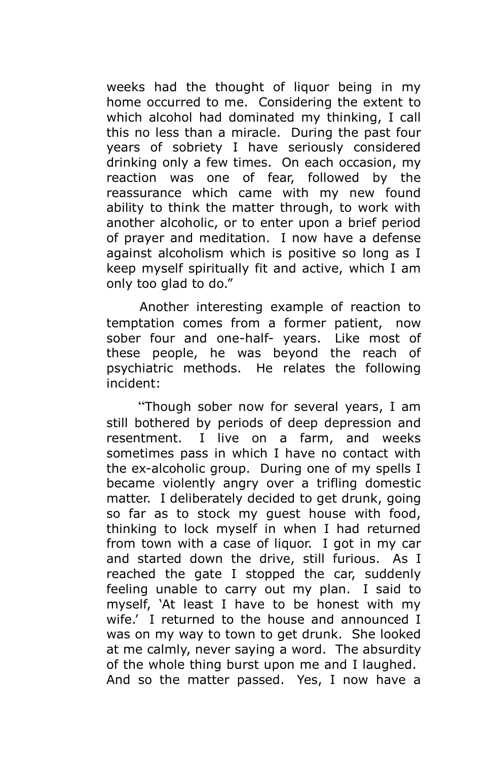weeks had the thought of liquor being in my home occurred to me. Considering the extent to which alcohol had dominated my thinking, I call this no less than a miracle. During the past four years of sobriety I have seriously considered drinking only a few times. On each occasion, my reaction was one of fear, followed by the reassurance which came with my new found ability to think the matter through, to work with another alcoholic, or to enter upon a brief period of prayer and meditation. I now have a defense against alcoholism which is positive so long as I keep myself spiritually fit and active, which I am only too glad to do."

Another interesting example of reaction to temptation comes from a former patient, now sober four and one-half- years. Like most of these people, he was beyond the reach of psychiatric methods. He relates the following incident:

"Though sober now for several years, I am still bothered by periods of deep depression and resentment. I live on a farm, and weeks sometimes pass in which I have no contact with the ex-alcoholic group. During one of my spells I became violently angry over a trifling domestic matter. I deliberately decided to get drunk, going so far as to stock my guest house with food, thinking to lock myself in when I had returned from town with a case of liquor. I got in my car and started down the drive, still furious. As I reached the gate I stopped the car, suddenly feeling unable to carry out my plan. I said to myself, 'At least I have to be honest with my wife.' I returned to the house and announced I was on my way to town to get drunk. She looked at me calmly, never saying a word. The absurdity of the whole thing burst upon me and I laughed. And so the matter passed. Yes, I now have a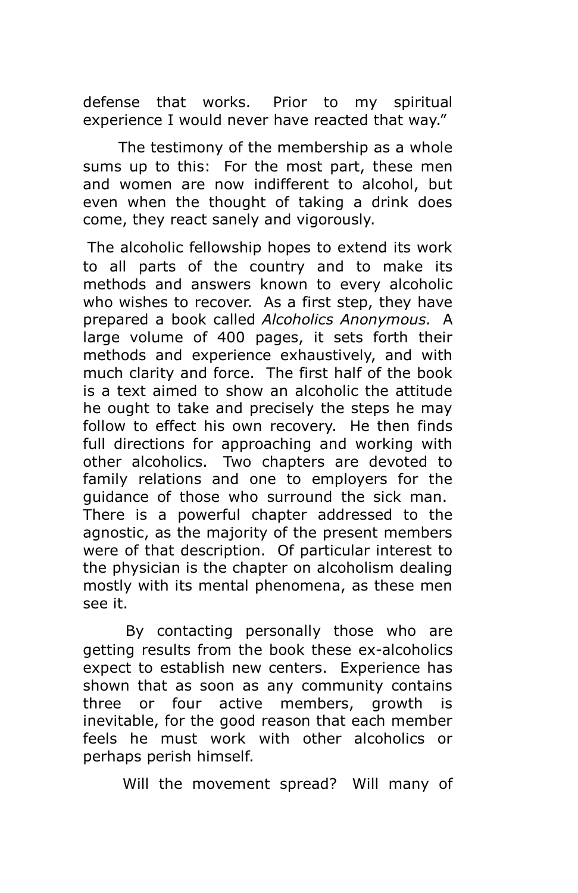defense that works. Prior to my spiritual experience I would never have reacted that way."

The testimony of the membership as a whole sums up to this: For the most part, these men and women are now indifferent to alcohol, but even when the thought of taking a drink does come, they react sanely and vigorously.

The alcoholic fellowship hopes to extend its work to all parts of the country and to make its methods and answers known to every alcoholic who wishes to recover. As a first step, they have prepared a book called *Alcoholics Anonymous.* A large volume of 400 pages, it sets forth their methods and experience exhaustively, and with much clarity and force. The first half of the book is a text aimed to show an alcoholic the attitude he ought to take and precisely the steps he may follow to effect his own recovery. He then finds full directions for approaching and working with other alcoholics. Two chapters are devoted to family relations and one to employers for the guidance of those who surround the sick man. There is a powerful chapter addressed to the agnostic, as the majority of the present members were of that description. Of particular interest to the physician is the chapter on alcoholism dealing mostly with its mental phenomena, as these men see it.

By contacting personally those who are getting results from the book these ex-alcoholics expect to establish new centers. Experience has shown that as soon as any community contains three or four active members, growth is inevitable, for the good reason that each member feels he must work with other alcoholics or perhaps perish himself.

Will the movement spread? Will many of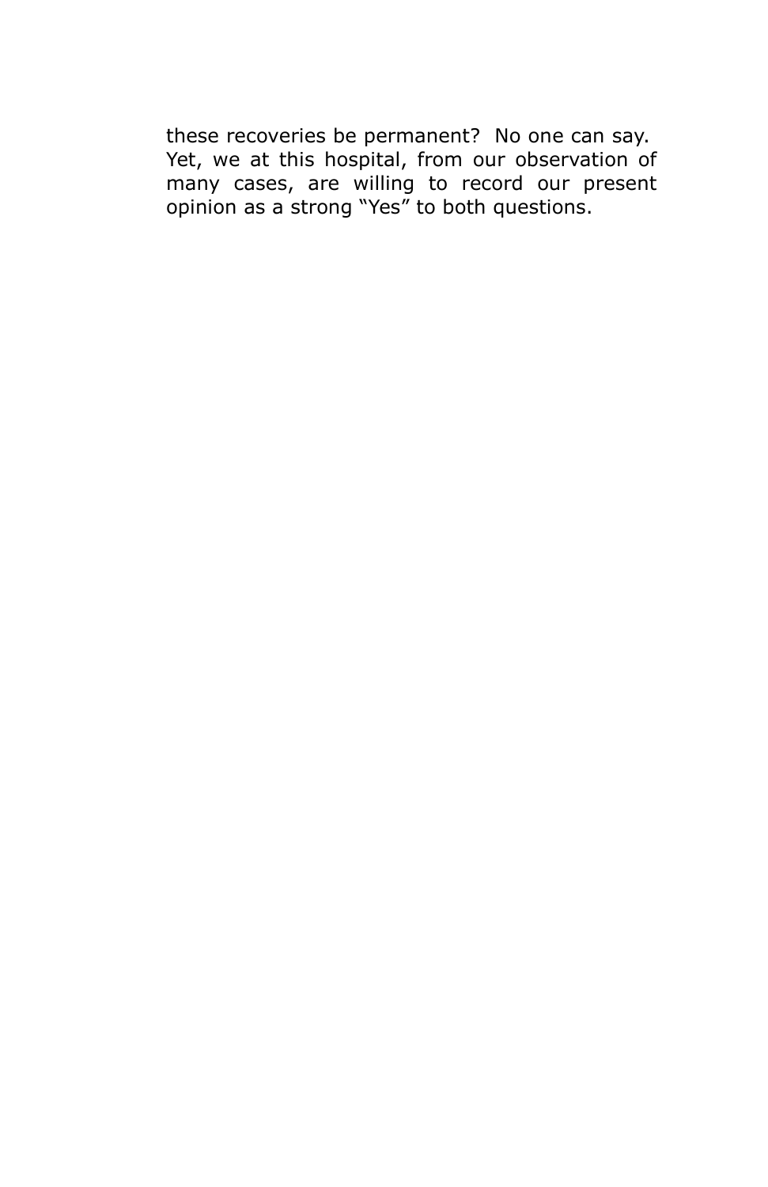these recoveries be permanent? No one can say. Yet, we at this hospital, from our observation of many cases, are willing to record our present opinion as a strong "Yes" to both questions.